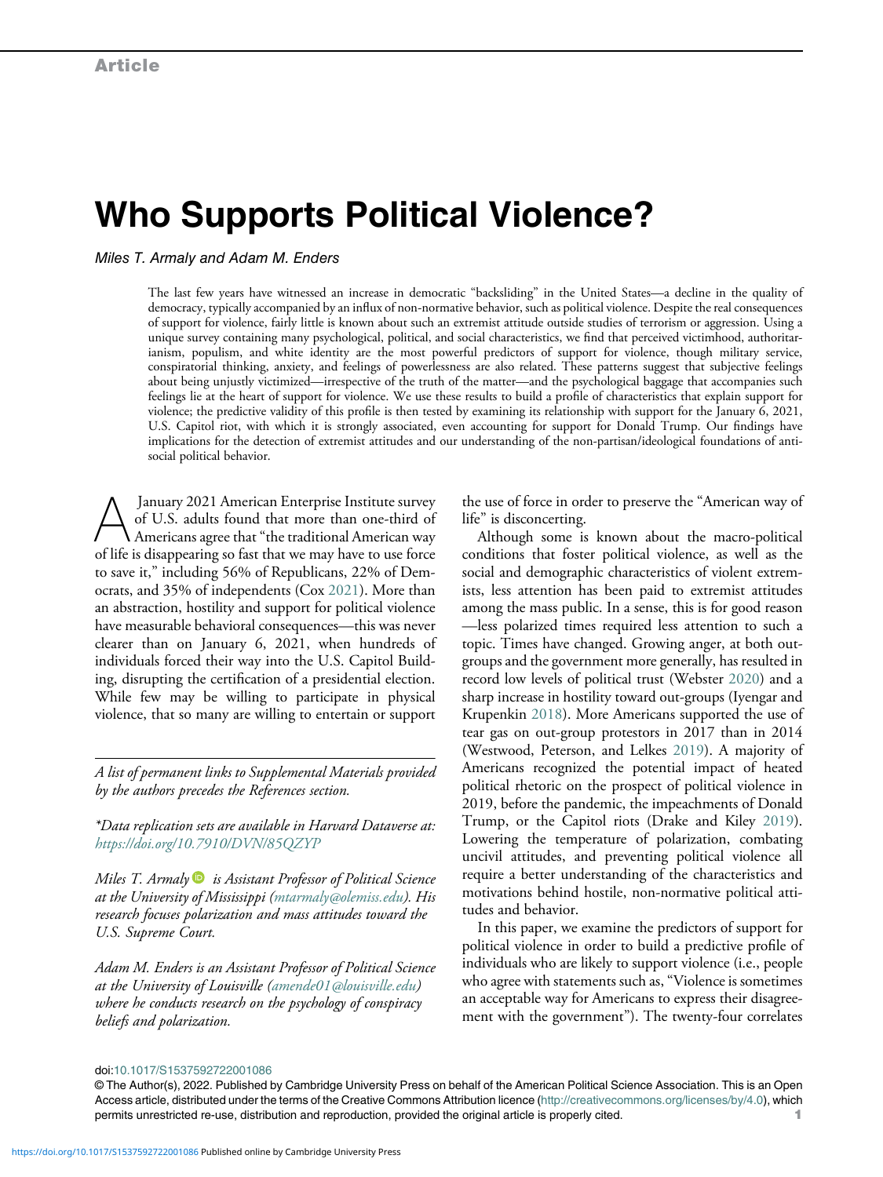Article

# Who Supports Political Violence?

*Miles T. Armaly and Adam M. Enders*

The last few years have witnessed an increase in democratic "backsliding" in the United States—a decline in the quality of democracy, typically accompanied by an influx of non-normative behavior, such as political violence. Despite the real consequences of support for violence, fairly little is known about such an extremist attitude outside studies of terrorism or aggression. Using a unique survey containing many psychological, political, and social characteristics, we find that perceived victimhood, authoritarianism, populism, and white identity are the most powerful predictors of support for violence, though military service, conspiratorial thinking, anxiety, and feelings of powerlessness are also related. These patterns suggest that subjective feelings about being unjustly victimized—irrespective of the truth of the matter—and the psychological baggage that accompanies such feelings lie at the heart of support for violence. We use these results to build a profile of characteristics that explain support for violence; the predictive validity of this profile is then tested by examining its relationship with support for the January 6, 2021, U.S. Capitol riot, with which it is strongly associated, even accounting for support for Donald Trump. Our findings have implications for the detection of extremist attitudes and our understanding of the non-partisan/ideological foundations of anti-social political behavior.

A January 2021 American Enterprise Institute survey of U.S. adults found that more than one-third of Americans agree that "the traditional American way of life is disappearing so fast that we may have to use force to save it," including 56% of Republicans, 22% of Democrats, and 35% of independents (Cox 2021). More than an abstraction, hostility and support for political violence have measurable behavioral consequences—this was never clearer than on January 6, 2021, when hundreds of individuals forced their way into the U.S. Capitol Building, disrupting the certification of a presidential election. While few may be willing to participate in physical violence, that so many are willing to entertain or support the use of force in order to preserve the "American way of life" is disconcerting.

Although some is known about the macro-political conditions that foster political violence, as well as the social and demographic characteristics of violent extremists, less attention has been paid to extremist attitudes among the mass public. In a sense, this is for good reason—less polarized times required less attention to such a topic. Times have changed. Growing anger, at both out-groups and the government more generally, has resulted in record low levels of political trust (Webster 2020) and a sharp increase in hostility toward out-groups (Iyengar and Krupenkin 2018). More Americans supported the use of tear gas on out-group protestors in 2017 than in 2014 (Westwood, Peterson, and Lelkes 2019). A majority of Americans recognized the potential impact of heated political rhetoric on the prospect of political violence in 2019, before the pandemic, the impeachments of Donald Trump, or the Capitol riots (Drake and Kiley 2019). Lowering the temperature of polarization, combating uncivil attitudes, and preventing political violence all require a better understanding of the characteristics and motivations behind hostile, non-normative political attitudes and behavior.

In this paper, we examine the predictors of support for political violence in order to build a predictive profile of individuals who are likely to support violence (i.e., people who agree with statements such as, "Violence is sometimes an acceptable way for Americans to express their disagreement with the government"). The twenty-four correlates

*A list of permanent links to Supplemental Materials provided by the authors precedes the References section.*

*\*Data replication sets are available in Harvard Dataverse at: https://doi.org/10.7910/DVN/85QZYP*

*Miles T. Armaly is Assistant Professor of Political Science at the University of Mississippi (mtarmaly@olemiss.edu). His research focuses polarization and mass attitudes toward the U.S. Supreme Court.*

*Adam M. Enders is an Assistant Professor of Political Science at the University of Louisville (amende01@louisville.edu) where he conducts research on the psychology of conspiracy beliefs and polarization.*

doi:10.1017/S1537592722001086

© The Author(s), 2022. Published by Cambridge University Press on behalf of the American Political Science Association. This is an Open Access article, distributed under the terms of the Creative Commons Attribution licence (http://creativecommons.org/licenses/by/4.0), which permits unrestricted re-use, distribution and reproduction, provided the original article is properly cited.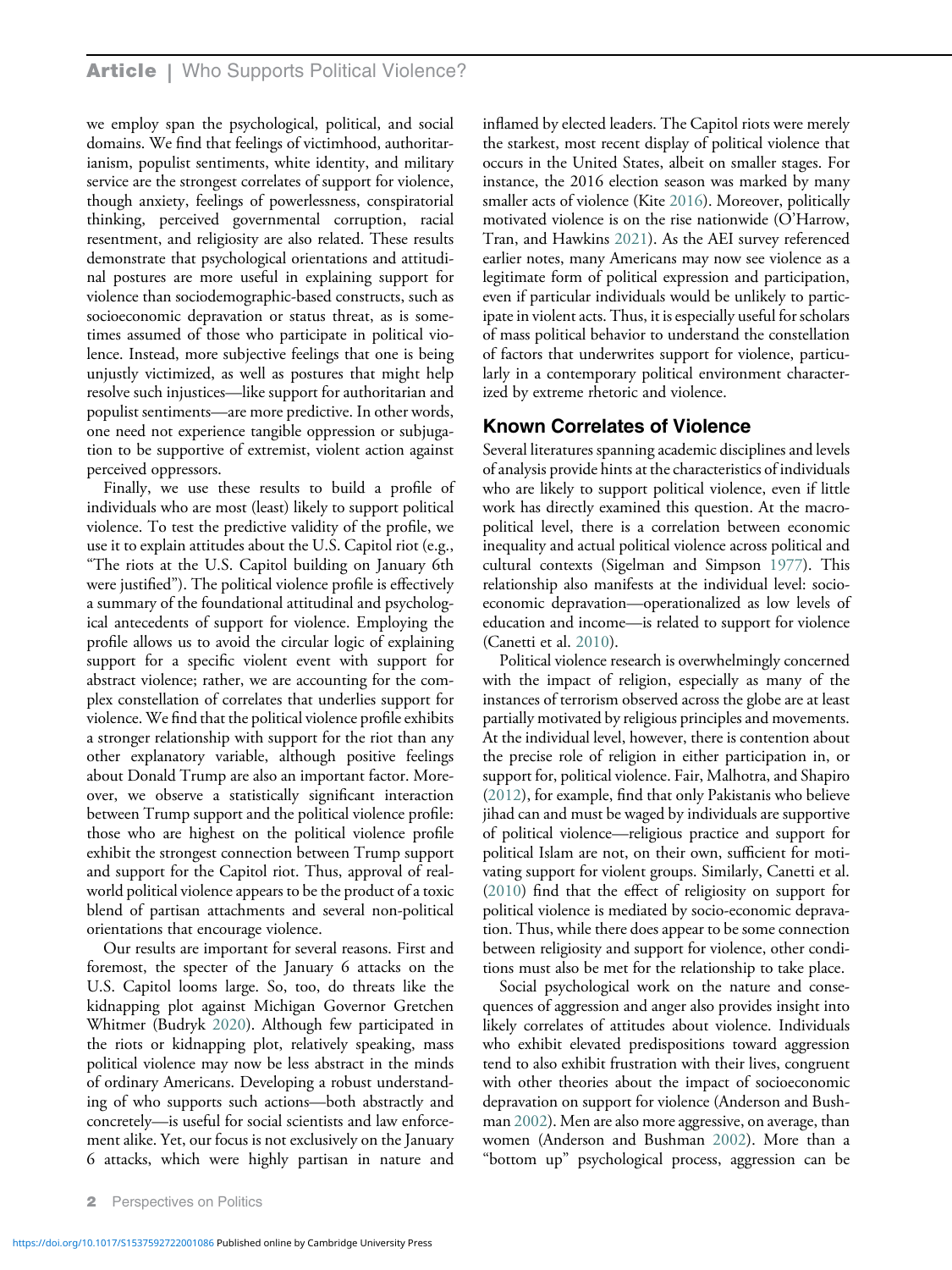we employ span the psychological, political, and social domains. We find that feelings of victimhood, authoritarianism, populist sentiments, white identity, and military service are the strongest correlates of support for violence, though anxiety, feelings of powerlessness, conspiratorial thinking, perceived governmental corruption, racial resentment, and religiosity are also related. These results demonstrate that psychological orientations and attitudinal postures are more useful in explaining support for violence than sociodemographic-based constructs, such as socioeconomic depravation or status threat, as is sometimes assumed of those who participate in political violence. Instead, more subjective feelings that one is being unjustly victimized, as well as postures that might help resolve such injustices—like support for authoritarian and populist sentiments—are more predictive. In other words, one need not experience tangible oppression or subjugation to be supportive of extremist, violent action against perceived oppressors.

Finally, we use these results to build a profile of individuals who are most (least) likely to support political violence. To test the predictive validity of the profile, we use it to explain attitudes about the U.S. Capitol riot (e.g., "The riots at the U.S. Capitol building on January 6th were justified"). The political violence profile is effectively a summary of the foundational attitudinal and psychological antecedents of support for violence. Employing the profile allows us to avoid the circular logic of explaining support for a specific violent event with support for abstract violence; rather, we are accounting for the complex constellation of correlates that underlies support for violence. We find that the political violence profile exhibits a stronger relationship with support for the riot than any other explanatory variable, although positive feelings about Donald Trump are also an important factor. Moreover, we observe a statistically significant interaction between Trump support and the political violence profile: those who are highest on the political violence profile exhibit the strongest connection between Trump support and support for the Capitol riot. Thus, approval of real-world political violence appears to be the product of a toxic blend of partisan attachments and several non-political orientations that encourage violence.

Our results are important for several reasons. First and foremost, the specter of the January 6 attacks on the U.S. Capitol looms large. So, too, do threats like the kidnapping plot against Michigan Governor Gretchen Whitmer (Budryk 2020). Although few participated in the riots or kidnapping plot, relatively speaking, mass political violence may now be less abstract in the minds of ordinary Americans. Developing a robust understanding of who supports such actions—both abstractly and concretely—is useful for social scientists and law enforcement alike. Yet, our focus is not exclusively on the January 6 attacks, which were highly partisan in nature and inflamed by elected leaders. The Capitol riots were merely the starkest, most recent display of political violence that occurs in the United States, albeit on smaller stages. For instance, the 2016 election season was marked by many smaller acts of violence (Kite 2016). Moreover, politically motivated violence is on the rise nationwide (O'Harrow, Tran, and Hawkins 2021). As the AEI survey referenced earlier notes, many Americans may now see violence as a legitimate form of political expression and participation, even if particular individuals would be unlikely to participate in violent acts. Thus, it is especially useful for scholars of mass political behavior to understand the constellation of factors that underwrites support for violence, particularly in a contemporary political environment characterized by extreme rhetoric and violence.

## Known Correlates of Violence

Several literatures spanning academic disciplines and levels of analysis provide hints at the characteristics of individuals who are likely to support political violence, even if little work has directly examined this question. At the macro-political level, there is a correlation between economic inequality and actual political violence across political and cultural contexts (Sigelman and Simpson 1977). This relationship also manifests at the individual level: socio-economic depravation—operationalized as low levels of education and income—is related to support for violence (Canetti et al. 2010).

Political violence research is overwhelmingly concerned with the impact of religion, especially as many of the instances of terrorism observed across the globe are at least partially motivated by religious principles and movements. At the individual level, however, there is contention about the precise role of religion in either participation in, or support for, political violence. Fair, Malhotra, and Shapiro (2012), for example, find that only Pakistanis who believe jihad can and must be waged by individuals are supportive of political violence—religious practice and support for political Islam are not, on their own, sufficient for motivating support for violent groups. Similarly, Canetti et al. (2010) find that the effect of religiosity on support for political violence is mediated by socio-economic depravation. Thus, while there does appear to be some connection between religiosity and support for violence, other conditions must also be met for the relationship to take place.

Social psychological work on the nature and consequences of aggression and anger also provides insight into likely correlates of attitudes about violence. Individuals who exhibit elevated predispositions toward aggression tend to also exhibit frustration with their lives, congruent with other theories about the impact of socioeconomic depravation on support for violence (Anderson and Bushman 2002). Men are also more aggressive, on average, than women (Anderson and Bushman 2002). More than a "bottom up" psychological process, aggression can be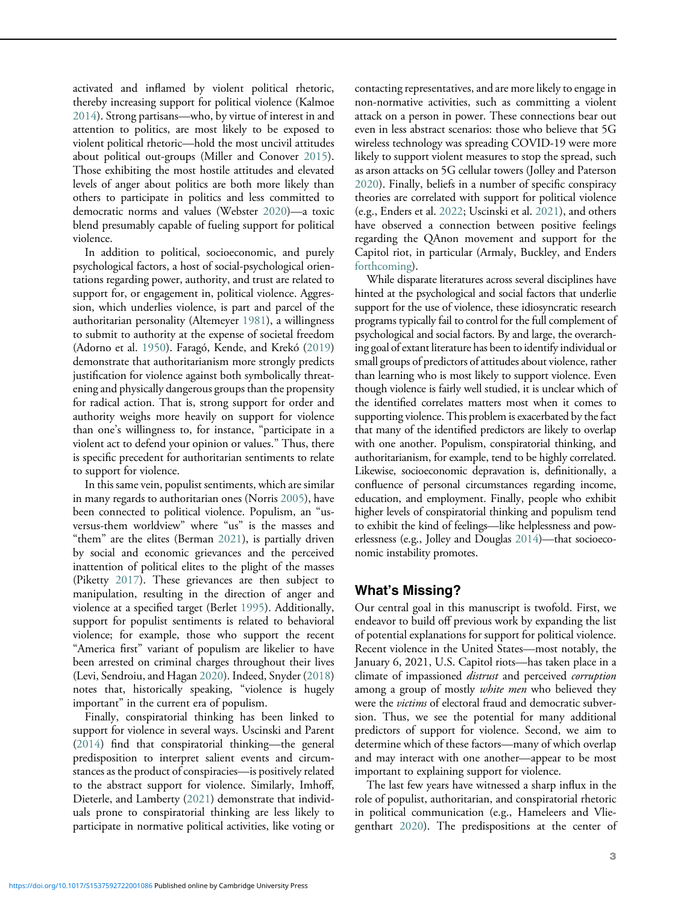activated and inflamed by violent political rhetoric, thereby increasing support for political violence (Kalmoe 2014). Strong partisans—who, by virtue of interest in and attention to politics, are most likely to be exposed to violent political rhetoric—hold the most uncivil attitudes about political out-groups (Miller and Conover 2015). Those exhibiting the most hostile attitudes and elevated levels of anger about politics are both more likely than others to participate in politics and less committed to democratic norms and values (Webster 2020)—a toxic blend presumably capable of fueling support for political violence.

In addition to political, socioeconomic, and purely psychological factors, a host of social-psychological orientations regarding power, authority, and trust are related to support for, or engagement in, political violence. Aggression, which underlies violence, is part and parcel of the authoritarian personality (Altemeyer 1981), a willingness to submit to authority at the expense of societal freedom (Adorno et al. 1950). Faragó, Kende, and Krekó (2019) demonstrate that authoritarianism more strongly predicts justification for violence against both symbolically threatening and physically dangerous groups than the propensity for radical action. That is, strong support for order and authority weighs more heavily on support for violence than one's willingness to, for instance, "participate in a violent act to defend your opinion or values." Thus, there is specific precedent for authoritarian sentiments to relate to support for violence.

In this same vein, populist sentiments, which are similar in many regards to authoritarian ones (Norris 2005), have been connected to political violence. Populism, an "us-versus-them worldview" where "us" is the masses and "them" are the elites (Berman 2021), is partially driven by social and economic grievances and the perceived inattention of political elites to the plight of the masses (Piketty 2017). These grievances are then subject to manipulation, resulting in the direction of anger and violence at a specified target (Berlet 1995). Additionally, support for populist sentiments is related to behavioral violence; for example, those who support the recent "America first" variant of populism are likelier to have been arrested on criminal charges throughout their lives (Levi, Sendroiu, and Hagan 2020). Indeed, Snyder (2018) notes that, historically speaking, "violence is hugely important" in the current era of populism.

Finally, conspiratorial thinking has been linked to support for violence in several ways. Uscinski and Parent (2014) find that conspiratorial thinking—the general predisposition to interpret salient events and circumstances as the product of conspiracies—is positively related to the abstract support for violence. Similarly, Imhoff, Dieterle, and Lamberty (2021) demonstrate that individuals prone to conspiratorial thinking are less likely to participate in normative political activities, like voting or contacting representatives, and are more likely to engage in non-normative activities, such as committing a violent attack on a person in power. These connections bear out even in less abstract scenarios: those who believe that 5G wireless technology was spreading COVID-19 were more likely to support violent measures to stop the spread, such as arson attacks on 5G cellular towers (Jolley and Paterson 2020). Finally, beliefs in a number of specific conspiracy theories are correlated with support for political violence (e.g., Enders et al. 2022; Uscinski et al. 2021), and others have observed a connection between positive feelings regarding the QAnon movement and support for the Capitol riot, in particular (Armaly, Buckley, and Enders forthcoming).

While disparate literatures across several disciplines have hinted at the psychological and social factors that underlie support for the use of violence, these idiosyncratic research programs typically fail to control for the full complement of psychological and social factors. By and large, the overarching goal of extant literature has been to identify individual or small groups of predictors of attitudes about violence, rather than learning who is most likely to support violence. Even though violence is fairly well studied, it is unclear which of the identified correlates matters most when it comes to supporting violence. This problem is exacerbated by the fact that many of the identified predictors are likely to overlap with one another. Populism, conspiratorial thinking, and authoritarianism, for example, tend to be highly correlated. Likewise, socioeconomic depravation is, definitionally, a confluence of personal circumstances regarding income, education, and employment. Finally, people who exhibit higher levels of conspiratorial thinking and populism tend to exhibit the kind of feelings—like helplessness and powerlessness (e.g., Jolley and Douglas 2014)—that socioeconomic instability promotes.

## What's Missing?

Our central goal in this manuscript is twofold. First, we endeavor to build off previous work by expanding the list of potential explanations for support for political violence. Recent violence in the United States—most notably, the January 6, 2021, U.S. Capitol riots—has taken place in a climate of impassioned *distrust* and perceived *corruption* among a group of mostly *white men* who believed they were the *victims* of electoral fraud and democratic subversion. Thus, we see the potential for many additional predictors of support for violence. Second, we aim to determine which of these factors—many of which overlap and may interact with one another—appear to be most important to explaining support for violence.

The last few years have witnessed a sharp influx in the role of populist, authoritarian, and conspiratorial rhetoric in political communication (e.g., Hameleers and Vliegenthart 2020). The predispositions at the center of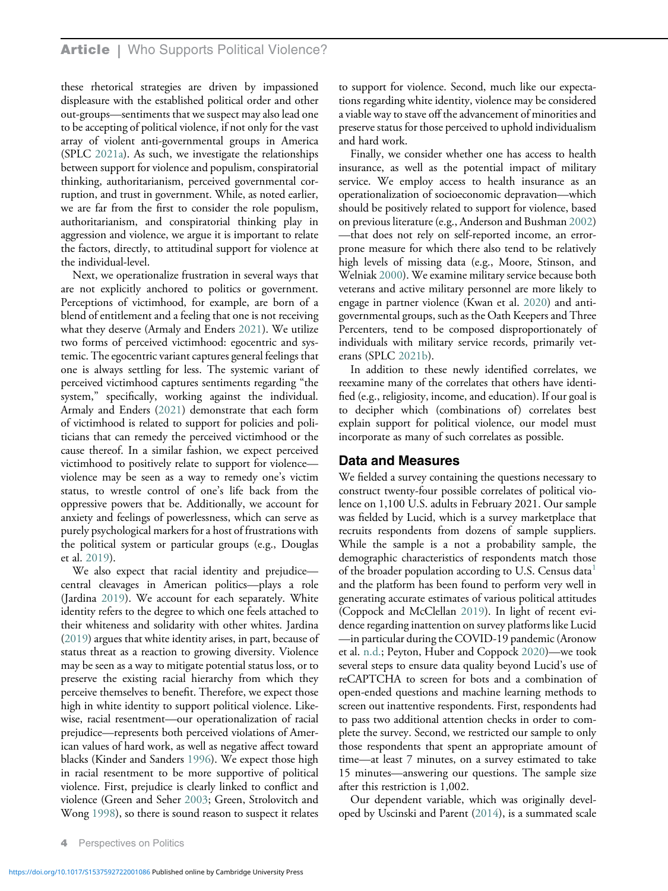these rhetorical strategies are driven by impassioned displeasure with the established political order and other out-groups—sentiments that we suspect may also lead one to be accepting of political violence, if not only for the vast array of violent anti-governmental groups in America (SPLC 2021a). As such, we investigate the relationships between support for violence and populism, conspiratorial thinking, authoritarianism, perceived governmental corruption, and trust in government. While, as noted earlier, we are far from the first to consider the role populism, authoritarianism, and conspiratorial thinking play in aggression and violence, we argue it is important to relate the factors, directly, to attitudinal support for violence at the individual-level.

Next, we operationalize frustration in several ways that are not explicitly anchored to politics or government. Perceptions of victimhood, for example, are born of a blend of entitlement and a feeling that one is not receiving what they deserve (Armaly and Enders 2021). We utilize two forms of perceived victimhood: egocentric and systemic. The egocentric variant captures general feelings that one is always settling for less. The systemic variant of perceived victimhood captures sentiments regarding "the system," specifically, working against the individual. Armaly and Enders (2021) demonstrate that each form of victimhood is related to support for policies and politicians that can remedy the perceived victimhood or the cause thereof. In a similar fashion, we expect perceived victimhood to positively relate to support for violence—violence may be seen as a way to remedy one's victim status, to wrestle control of one's life back from the oppressive powers that be. Additionally, we account for anxiety and feelings of powerlessness, which can serve as purely psychological markers for a host of frustrations with the political system or particular groups (e.g., Douglas et al. 2019).

We also expect that racial identity and prejudice—central cleavages in American politics—plays a role (Jardina 2019). We account for each separately. White identity refers to the degree to which one feels attached to their whiteness and solidarity with other whites. Jardina (2019) argues that white identity arises, in part, because of status threat as a reaction to growing diversity. Violence may be seen as a way to mitigate potential status loss, or to preserve the existing racial hierarchy from which they perceive themselves to benefit. Therefore, we expect those high in white identity to support political violence. Likewise, racial resentment—our operationalization of racial prejudice—represents both perceived violations of American values of hard work, as well as negative affect toward blacks (Kinder and Sanders 1996). We expect those high in racial resentment to be more supportive of political violence. First, prejudice is clearly linked to conflict and violence (Green and Seher 2003; Green, Strolovitch and Wong 1998), so there is sound reason to suspect it relates to support for violence. Second, much like our expectations regarding white identity, violence may be considered a viable way to stave off the advancement of minorities and preserve status for those perceived to uphold individualism and hard work.

Finally, we consider whether one has access to health insurance, as well as the potential impact of military service. We employ access to health insurance as an operationalization of socioeconomic depravation—which should be positively related to support for violence, based on previous literature (e.g., Anderson and Bushman 2002)—that does not rely on self-reported income, an error-prone measure for which there also tend to be relatively high levels of missing data (e.g., Moore, Stinson, and Welniak 2000). We examine military service because both veterans and active military personnel are more likely to engage in partner violence (Kwan et al. 2020) and anti-governmental groups, such as the Oath Keepers and Three Percenters, tend to be composed disproportionately of individuals with military service records, primarily veterans (SPLC 2021b).

In addition to these newly identified correlates, we reexamine many of the correlates that others have identified (e.g., religiosity, income, and education). If our goal is to decipher which (combinations of) correlates best explain support for political violence, our model must incorporate as many of such correlates as possible.

## Data and Measures

We fielded a survey containing the questions necessary to construct twenty-four possible correlates of political violence on 1,100 U.S. adults in February 2021. Our sample was fielded by Lucid, which is a survey marketplace that recruits respondents from dozens of sample suppliers. While the sample is a not a probability sample, the demographic characteristics of respondents match those of the broader population according to U.S. Census data[1] and the platform has been found to perform very well in generating accurate estimates of various political attitudes (Coppock and McClellan 2019). In light of recent evidence regarding inattention on survey platforms like Lucid—in particular during the COVID-19 pandemic (Aronow et al. n.d.; Peyton, Huber and Coppock 2020)—we took several steps to ensure data quality beyond Lucid's use of reCAPTCHA to screen for bots and a combination of open-ended questions and machine learning methods to screen out inattentive respondents. First, respondents had to pass two additional attention checks in order to complete the survey. Second, we restricted our sample to only those respondents that spent an appropriate amount of time—at least 7 minutes, on a survey estimated to take 15 minutes—answering our questions. The sample size after this restriction is 1,002.

Our dependent variable, which was originally developed by Uscinski and Parent (2014), is a summated scale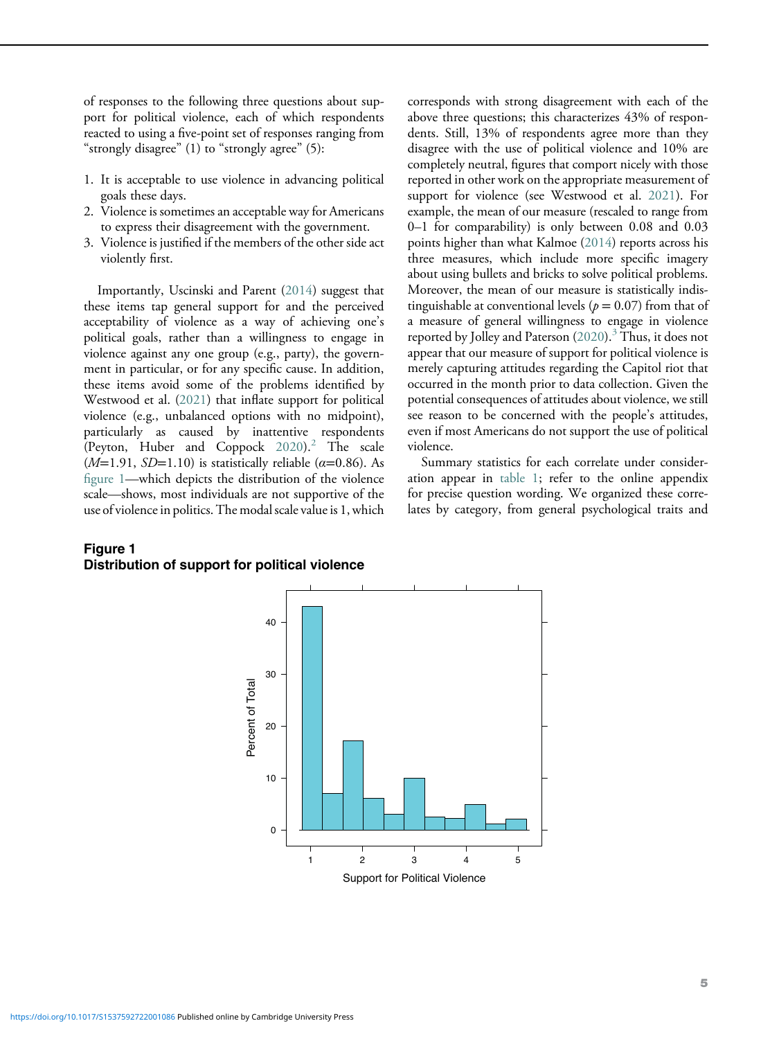of responses to the following three questions about support for political violence, each of which respondents reacted to using a five-point set of responses ranging from "strongly disagree" (1) to "strongly agree" (5):

1. It is acceptable to use violence in advancing political goals these days.
2. Violence is sometimes an acceptable way for Americans to express their disagreement with the government.
3. Violence is justified if the members of the other side act violently first.

Importantly, Uscinski and Parent (2014) suggest that these items tap general support for and the perceived acceptability of violence as a way of achieving one's political goals, rather than a willingness to engage in violence against any one group (e.g., party), the government in particular, or for any specific cause. In addition, these items avoid some of the problems identified by Westwood et al. (2021) that inflate support for political violence (e.g., unbalanced options with no midpoint), particularly as caused by inattentive respondents (Peyton, Huber and Coppock 2020).[2] The scale ($M$=1.91, $SD$=1.10) is statistically reliable ($\alpha$=0.86). As figure 1—which depicts the distribution of the violence scale—shows, most individuals are not supportive of the use of violence in politics. The modal scale value is 1, which corresponds with strong disagreement with each of the above three questions; this characterizes 43% of respondents. Still, 13% of respondents agree more than they disagree with the use of political violence and 10% are completely neutral, figures that comport nicely with those reported in other work on the appropriate measurement of support for violence (see Westwood et al. 2021). For example, the mean of our measure (rescaled to range from 0–1 for comparability) is only between 0.08 and 0.03 points higher than what Kalmoe (2014) reports across his three measures, which include more specific imagery about using bullets and bricks to solve political problems. Moreover, the mean of our measure is statistically indistinguishable at conventional levels ($p = 0.07$) from that of a measure of general willingness to engage in violence reported by Jolley and Paterson (2020).[3] Thus, it does not appear that our measure of support for political violence is merely capturing attitudes regarding the Capitol riot that occurred in the month prior to data collection. Given the potential consequences of attitudes about violence, we still see reason to be concerned with the people's attitudes, even if most Americans do not support the use of political violence.

Summary statistics for each correlate under consideration appear in table 1; refer to the online appendix for precise question wording. We organized these correlates by category, from general psychological traits and

**Figure 1**
**Distribution of support for political violence**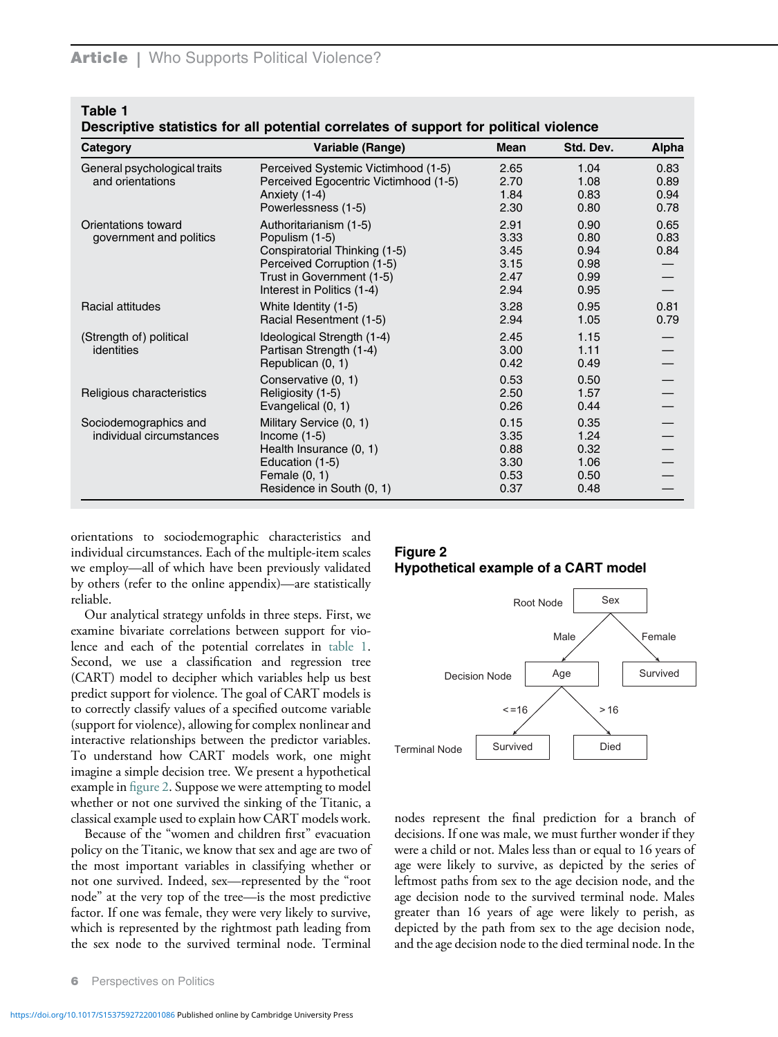**Table 1**
**Descriptive statistics for all potential correlates of support for political violence**

| Category | Variable (Range) | Mean | Std. Dev. | Alpha |
|---|---|---|---|---|
| General psychological traits and orientations | Perceived Systemic Victimhood (1-5) | 2.65 | 1.04 | 0.83 |
| | Perceived Egocentric Victimhood (1-5) | 2.70 | 1.08 | 0.89 |
| | Anxiety (1-4) | 1.84 | 0.83 | 0.94 |
| | Powerlessness (1-5) | 2.30 | 0.80 | 0.78 |
| Orientations toward government and politics | Authoritarianism (1-5) | 2.91 | 0.90 | 0.65 |
| | Populism (1-5) | 3.33 | 0.80 | 0.83 |
| | Conspiratorial Thinking (1-5) | 3.45 | 0.94 | 0.84 |
| | Perceived Corruption (1-5) | 3.15 | 0.98 | — |
| | Trust in Government (1-5) | 2.47 | 0.99 | — |
| | Interest in Politics (1-4) | 2.94 | 0.95 | — |
| Racial attitudes | White Identity (1-5) | 3.28 | 0.95 | 0.81 |
| | Racial Resentment (1-5) | 2.94 | 1.05 | 0.79 |
| (Strength of) political identities | Ideological Strength (1-4) | 2.45 | 1.15 | — |
| | Partisan Strength (1-4) | 3.00 | 1.11 | — |
| | Republican (0, 1) | 0.42 | 0.49 | — |
| | Conservative (0, 1) | 0.53 | 0.50 | — |
| Religious characteristics | Religiosity (1-5) | 2.50 | 1.57 | — |
| | Evangelical (0, 1) | 0.26 | 0.44 | — |
| Sociodemographics and individual circumstances | Military Service (0, 1) | 0.15 | 0.35 | — |
| | Income (1-5) | 3.35 | 1.24 | — |
| | Health Insurance (0, 1) | 0.88 | 0.32 | — |
| | Education (1-5) | 3.30 | 1.06 | — |
| | Female (0, 1) | 0.53 | 0.50 | — |
| | Residence in South (0, 1) | 0.37 | 0.48 | — |

orientations to sociodemographic characteristics and individual circumstances. Each of the multiple-item scales we employ—all of which have been previously validated by others (refer to the online appendix)—are statistically reliable.

Our analytical strategy unfolds in three steps. First, we examine bivariate correlations between support for violence and each of the potential correlates in table 1. Second, we use a classification and regression tree (CART) model to decipher which variables help us best predict support for violence. The goal of CART models is to correctly classify values of a specified outcome variable (support for violence), allowing for complex nonlinear and interactive relationships between the predictor variables. To understand how CART models work, one might imagine a simple decision tree. We present a hypothetical example in figure 2. Suppose we were attempting to model whether or not one survived the sinking of the Titanic, a classical example used to explain how CART models work.

Because of the "women and children first" evacuation policy on the Titanic, we know that sex and age are two of the most important variables in classifying whether or not one survived. Indeed, sex—represented by the "root node" at the very top of the tree—is the most predictive factor. If one was female, they were very likely to survive, which is represented by the rightmost path leading from the sex node to the survived terminal node. Terminal nodes represent the final prediction for a branch of decisions. If one was male, we must further wonder if they were a child or not. Males less than or equal to 16 years of age were likely to survive, as depicted by the series of leftmost paths from sex to the age decision node, and the age decision node to the survived terminal node. Males greater than 16 years of age were likely to perish, as depicted by the path from sex to the age decision node, and the age decision node to the died terminal node. In the

**Figure 2**
**Hypothetical example of a CART model**

Root Node: Sex
- Male → Decision Node: Age
  - <=16 → Terminal Node: Survived
  - >16 → Died
- Female → Survived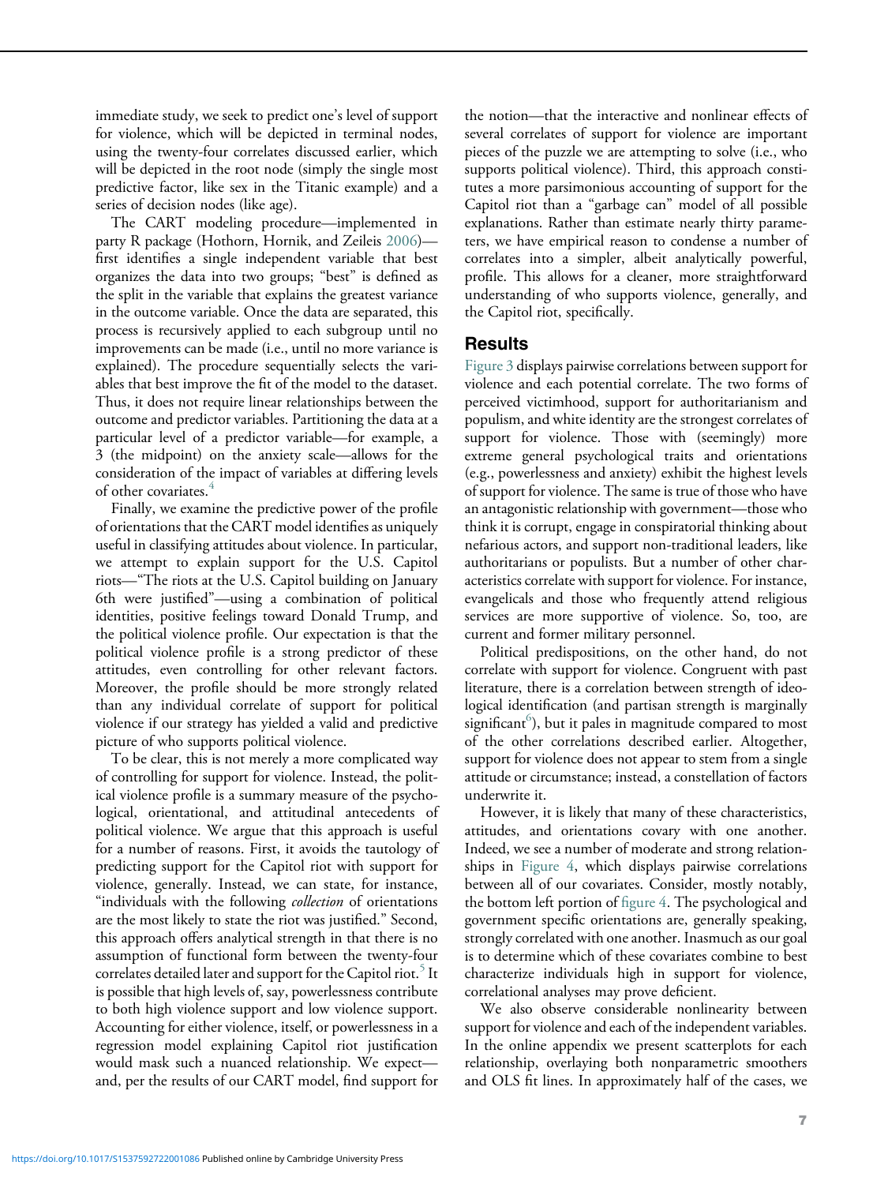immediate study, we seek to predict one's level of support for violence, which will be depicted in terminal nodes, using the twenty-four correlates discussed earlier, which will be depicted in the root node (simply the single most predictive factor, like sex in the Titanic example) and a series of decision nodes (like age).

The CART modeling procedure—implemented in party R package (Hothorn, Hornik, and Zeileis 2006)—first identifies a single independent variable that best organizes the data into two groups; "best" is defined as the split in the variable that explains the greatest variance in the outcome variable. Once the data are separated, this process is recursively applied to each subgroup until no improvements can be made (i.e., until no more variance is explained). The procedure sequentially selects the variables that best improve the fit of the model to the dataset. Thus, it does not require linear relationships between the outcome and predictor variables. Partitioning the data at a particular level of a predictor variable—for example, a 3 (the midpoint) on the anxiety scale—allows for the consideration of the impact of variables at differing levels of other covariates.[4]

Finally, we examine the predictive power of the profile of orientations that the CART model identifies as uniquely useful in classifying attitudes about violence. In particular, we attempt to explain support for the U.S. Capitol riots—"The riots at the U.S. Capitol building on January 6th were justified"—using a combination of political identities, positive feelings toward Donald Trump, and the political violence profile. Our expectation is that the political violence profile is a strong predictor of these attitudes, even controlling for other relevant factors. Moreover, the profile should be more strongly related than any individual correlate of support for political violence if our strategy has yielded a valid and predictive picture of who supports political violence.

To be clear, this is not merely a more complicated way of controlling for support for violence. Instead, the political violence profile is a summary measure of the psychological, orientational, and attitudinal antecedents of political violence. We argue that this approach is useful for a number of reasons. First, it avoids the tautology of predicting support for the Capitol riot with support for violence, generally. Instead, we can state, for instance, "individuals with the following *collection* of orientations are the most likely to state the riot was justified." Second, this approach offers analytical strength in that there is no assumption of functional form between the twenty-four correlates detailed later and support for the Capitol riot.[5] It is possible that high levels of, say, powerlessness contribute to both high violence support and low violence support. Accounting for either violence, itself, or powerlessness in a regression model explaining Capitol riot justification would mask such a nuanced relationship. We expect—and, per the results of our CART model, find support for the notion—that the interactive and nonlinear effects of several correlates of support for violence are important pieces of the puzzle we are attempting to solve (i.e., who supports political violence). Third, this approach constitutes a more parsimonious accounting of support for the Capitol riot than a "garbage can" model of all possible explanations. Rather than estimate nearly thirty parameters, we have empirical reason to condense a number of correlates into a simpler, albeit analytically powerful, profile. This allows for a cleaner, more straightforward understanding of who supports violence, generally, and the Capitol riot, specifically.

## Results

Figure 3 displays pairwise correlations between support for violence and each potential correlate. The two forms of perceived victimhood, support for authoritarianism and populism, and white identity are the strongest correlates of support for violence. Those with (seemingly) more extreme general psychological traits and orientations (e.g., powerlessness and anxiety) exhibit the highest levels of support for violence. The same is true of those who have an antagonistic relationship with government—those who think it is corrupt, engage in conspiratorial thinking about nefarious actors, and support non-traditional leaders, like authoritarians or populists. But a number of other characteristics correlate with support for violence. For instance, evangelicals and those who frequently attend religious services are more supportive of violence. So, too, are current and former military personnel.

Political predispositions, on the other hand, do not correlate with support for violence. Congruent with past literature, there is a correlation between strength of ideological identification (and partisan strength is marginally significant[6]), but it pales in magnitude compared to most of the other correlations described earlier. Altogether, support for violence does not appear to stem from a single attitude or circumstance; instead, a constellation of factors underwrite it.

However, it is likely that many of these characteristics, attitudes, and orientations covary with one another. Indeed, we see a number of moderate and strong relationships in Figure 4, which displays pairwise correlations between all of our covariates. Consider, mostly notably, the bottom left portion of figure 4. The psychological and government specific orientations are, generally speaking, strongly correlated with one another. Inasmuch as our goal is to determine which of these covariates combine to best characterize individuals high in support for violence, correlational analyses may prove deficient.

We also observe considerable nonlinearity between support for violence and each of the independent variables. In the online appendix we present scatterplots for each relationship, overlaying both nonparametric smoothers and OLS fit lines. In approximately half of the cases, we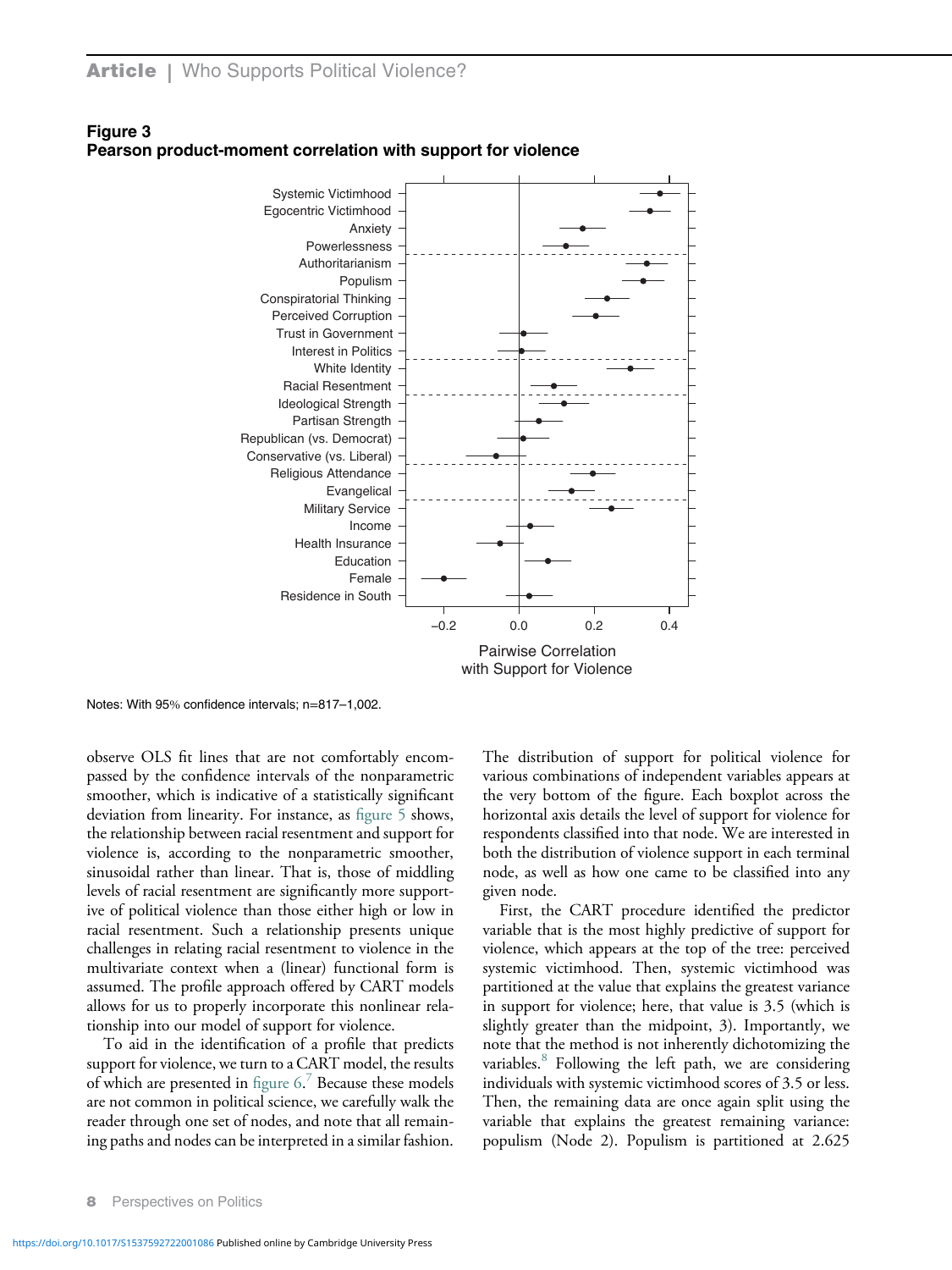**Figure 3**
**Pearson product-moment correlation with support for violence**

Notes: With 95% confidence intervals; n=817–1,002.

observe OLS fit lines that are not comfortably encompassed by the confidence intervals of the nonparametric smoother, which is indicative of a statistically significant deviation from linearity. For instance, as figure 5 shows, the relationship between racial resentment and support for violence is, according to the nonparametric smoother, sinusoidal rather than linear. That is, those of middling levels of racial resentment are significantly more supportive of political violence than those either high or low in racial resentment. Such a relationship presents unique challenges in relating racial resentment to violence in the multivariate context when a (linear) functional form is assumed. The profile approach offered by CART models allows for us to properly incorporate this nonlinear relationship into our model of support for violence.

To aid in the identification of a profile that predicts support for violence, we turn to a CART model, the results of which are presented in figure 6.[7] Because these models are not common in political science, we carefully walk the reader through one set of nodes, and note that all remaining paths and nodes can be interpreted in a similar fashion. The distribution of support for political violence for various combinations of independent variables appears at the very bottom of the figure. Each boxplot across the horizontal axis details the level of support for violence for respondents classified into that node. We are interested in both the distribution of violence support in each terminal node, as well as how one came to be classified into any given node.

First, the CART procedure identified the predictor variable that is the most highly predictive of support for violence, which appears at the top of the tree: perceived systemic victimhood. Then, systemic victimhood was partitioned at the value that explains the greatest variance in support for violence; here, that value is 3.5 (which is slightly greater than the midpoint, 3). Importantly, we note that the method is not inherently dichotomizing the variables.[8] Following the left path, we are considering individuals with systemic victimhood scores of 3.5 or less. Then, the remaining data are once again split using the variable that explains the greatest remaining variance: populism (Node 2). Populism is partitioned at 2.625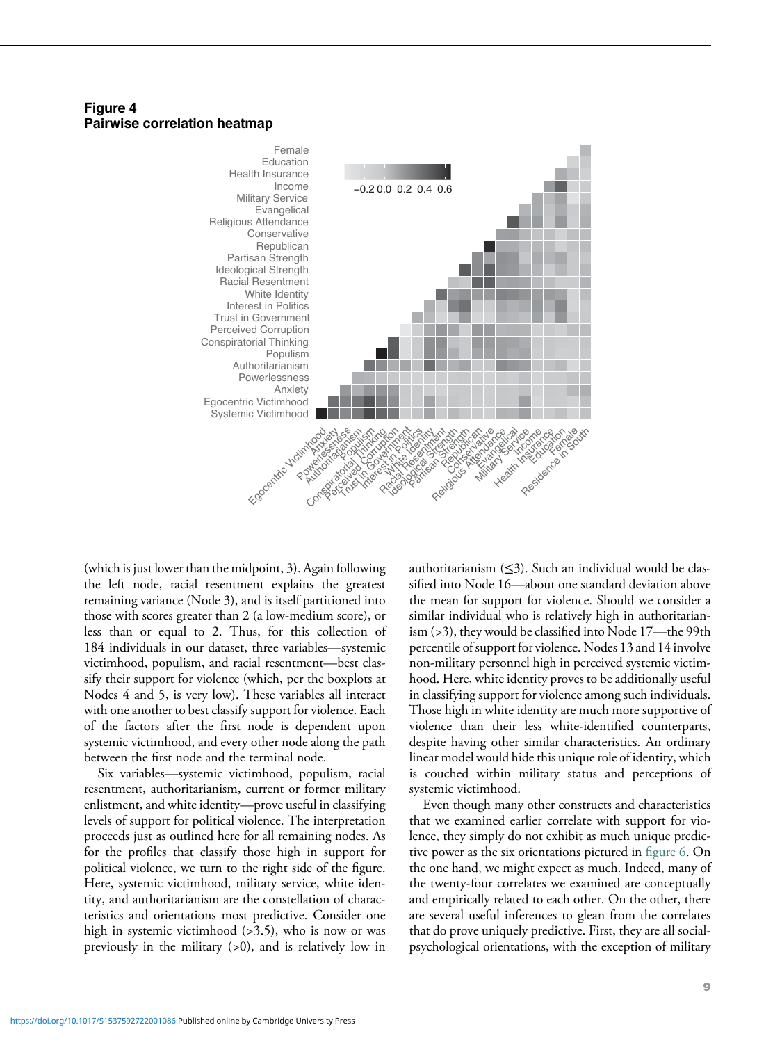**Figure 4**
**Pairwise correlation heatmap**

(which is just lower than the midpoint, 3). Again following the left node, racial resentment explains the greatest remaining variance (Node 3), and is itself partitioned into those with scores greater than 2 (a low-medium score), or less than or equal to 2. Thus, for this collection of 184 individuals in our dataset, three variables—systemic victimhood, populism, and racial resentment—best classify their support for violence (which, per the boxplots at Nodes 4 and 5, is very low). These variables all interact with one another to best classify support for violence. Each of the factors after the first node is dependent upon systemic victimhood, and every other node along the path between the first node and the terminal node.

Six variables—systemic victimhood, populism, racial resentment, authoritarianism, current or former military enlistment, and white identity—prove useful in classifying levels of support for political violence. The interpretation proceeds just as outlined here for all remaining nodes. As for the profiles that classify those high in support for political violence, we turn to the right side of the figure. Here, systemic victimhood, military service, white identity, and authoritarianism are the constellation of characteristics and orientations most predictive. Consider one high in systemic victimhood (>3.5), who is now or was previously in the military (>0), and is relatively low in authoritarianism (≤3). Such an individual would be classified into Node 16—about one standard deviation above the mean for support for violence. Should we consider a similar individual who is relatively high in authoritarianism (>3), they would be classified into Node 17—the 99th percentile of support for violence. Nodes 13 and 14 involve non-military personnel high in perceived systemic victimhood. Here, white identity proves to be additionally useful in classifying support for violence among such individuals. Those high in white identity are much more supportive of violence than their less white-identified counterparts, despite having other similar characteristics. An ordinary linear model would hide this unique role of identity, which is couched within military status and perceptions of systemic victimhood.

Even though many other constructs and characteristics that we examined earlier correlate with support for violence, they simply do not exhibit as much unique predictive power as the six orientations pictured in figure 6. On the one hand, we might expect as much. Indeed, many of the twenty-four correlates we examined are conceptually and empirically related to each other. On the other, there are several useful inferences to glean from the correlates that do prove uniquely predictive. First, they are all social-psychological orientations, with the exception of military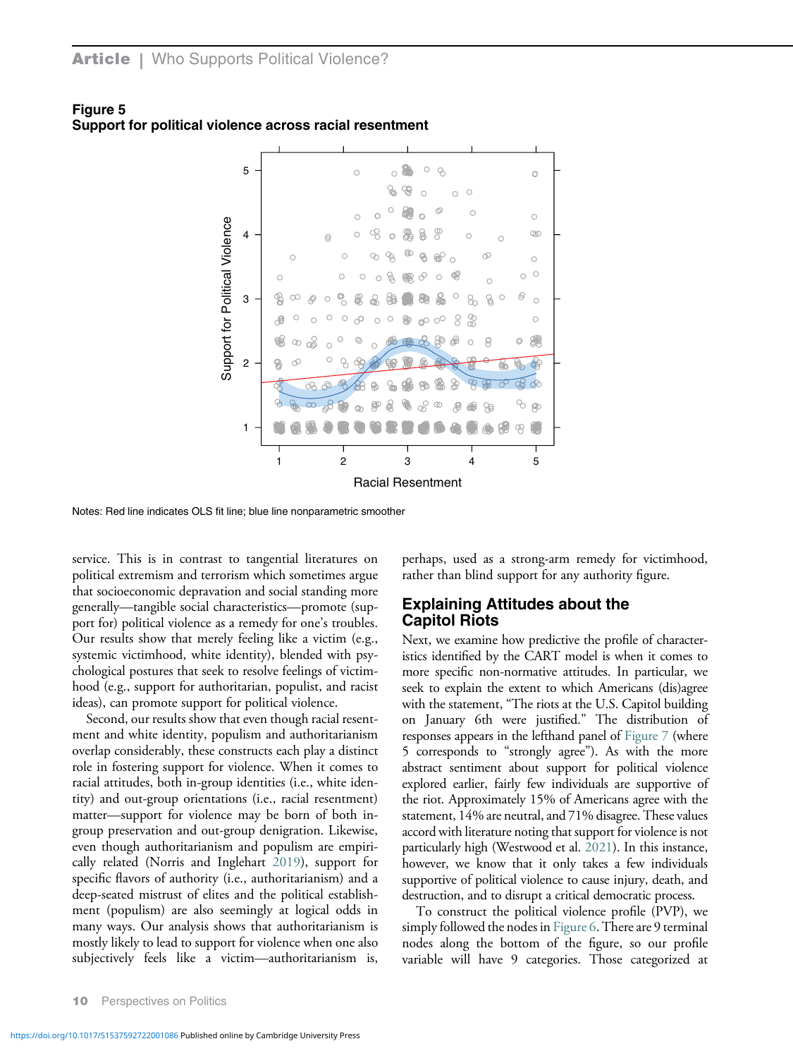**Figure 5**
**Support for political violence across racial resentment**

Notes: Red line indicates OLS fit line; blue line nonparametric smoother

service. This is in contrast to tangential literatures on political extremism and terrorism which sometimes argue that socioeconomic depravation and social standing more generally—tangible social characteristics—promote (support for) political violence as a remedy for one's troubles. Our results show that merely feeling like a victim (e.g., systemic victimhood, white identity), blended with psychological postures that seek to resolve feelings of victimhood (e.g., support for authoritarian, populist, and racist ideas), can promote support for political violence.

Second, our results show that even though racial resentment and white identity, populism and authoritarianism overlap considerably, these constructs each play a distinct role in fostering support for violence. When it comes to racial attitudes, both in-group identities (i.e., white identity) and out-group orientations (i.e., racial resentment) matter—support for violence may be born of both in-group preservation and out-group denigration. Likewise, even though authoritarianism and populism are empirically related (Norris and Inglehart 2019), support for specific flavors of authority (i.e., authoritarianism) and a deep-seated mistrust of elites and the political establishment (populism) are also seemingly at logical odds in many ways. Our analysis shows that authoritarianism is mostly likely to lead to support for violence when one also subjectively feels like a victim—authoritarianism is, perhaps, used as a strong-arm remedy for victimhood, rather than blind support for any authority figure.

## Explaining Attitudes about the Capitol Riots

Next, we examine how predictive the profile of characteristics identified by the CART model is when it comes to more specific non-normative attitudes. In particular, we seek to explain the extent to which Americans (dis)agree with the statement, "The riots at the U.S. Capitol building on January 6th were justified." The distribution of responses appears in the lefthand panel of Figure 7 (where 5 corresponds to "strongly agree"). As with the more abstract sentiment about support for political violence explored earlier, fairly few individuals are supportive of the riot. Approximately 15% of Americans agree with the statement, 14% are neutral, and 71% disagree. These values accord with literature noting that support for violence is not particularly high (Westwood et al. 2021). In this instance, however, we know that it only takes a few individuals supportive of political violence to cause injury, death, and destruction, and to disrupt a critical democratic process.

To construct the political violence profile (PVP), we simply followed the nodes in Figure 6. There are 9 terminal nodes along the bottom of the figure, so our profile variable will have 9 categories. Those categorized at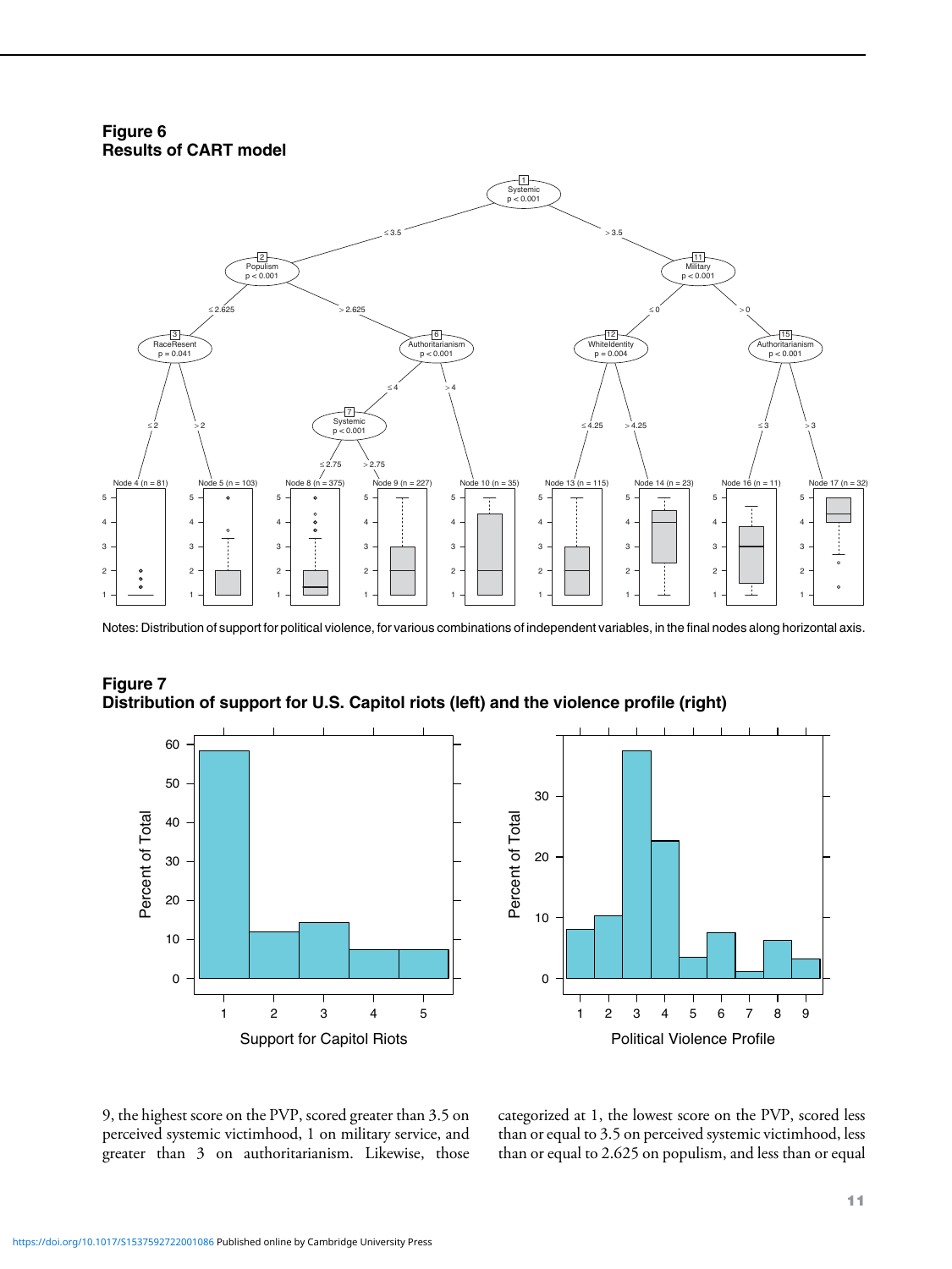**Figure 6**
**Results of CART model**

Notes: Distribution of support for political violence, for various combinations of independent variables, in the final nodes along horizontal axis.

**Figure 7**
**Distribution of support for U.S. Capitol riots (left) and the violence profile (right)**

9, the highest score on the PVP, scored greater than 3.5 on perceived systemic victimhood, 1 on military service, and greater than 3 on authoritarianism. Likewise, those categorized at 1, the lowest score on the PVP, scored less than or equal to 3.5 on perceived systemic victimhood, less than or equal to 2.625 on populism, and less than or equal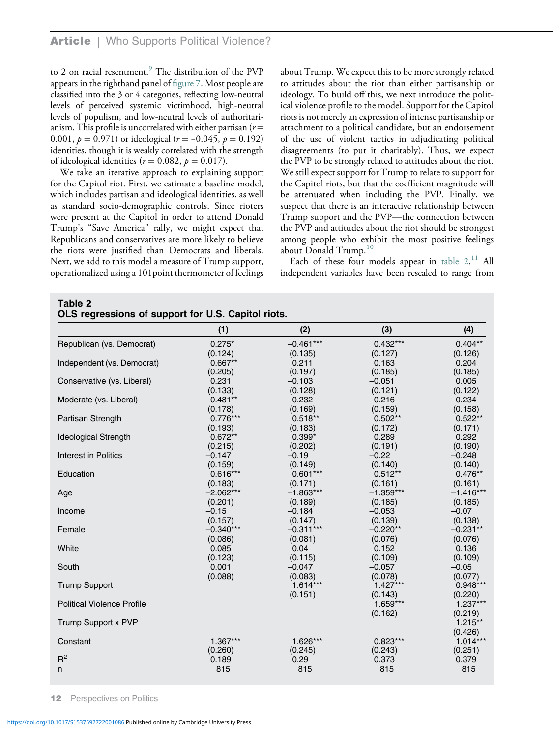to 2 on racial resentment.[9] The distribution of the PVP appears in the righthand panel of figure 7. Most people are classified into the 3 or 4 categories, reflecting low-neutral levels of perceived systemic victimhood, high-neutral levels of populism, and low-neutral levels of authoritarianism. This profile is uncorrelated with either partisan ($r = 0.001$, $p = 0.971$) or ideological ($r = -0.045$, $p = 0.192$) identities, though it is weakly correlated with the strength of ideological identities ($r = 0.082$, $p = 0.017$).

We take an iterative approach to explaining support for the Capitol riot. First, we estimate a baseline model, which includes partisan and ideological identities, as well as standard socio-demographic controls. Since rioters were present at the Capitol in order to attend Donald Trump's "Save America" rally, we might expect that Republicans and conservatives are more likely to believe the riots were justified than Democrats and liberals. Next, we add to this model a measure of Trump support, operationalized using a 101point thermometer of feelings about Trump. We expect this to be more strongly related to attitudes about the riot than either partisanship or ideology. To build off this, we next introduce the political violence profile to the model. Support for the Capitol riots is not merely an expression of intense partisanship or attachment to a political candidate, but an endorsement of the use of violent tactics in adjudicating political disagreements (to put it charitably). Thus, we expect the PVP to be strongly related to attitudes about the riot. We still expect support for Trump to relate to support for the Capitol riots, but that the coefficient magnitude will be attenuated when including the PVP. Finally, we suspect that there is an interactive relationship between Trump support and the PVP—the connection between the PVP and attitudes about the riot should be strongest among people who exhibit the most positive feelings about Donald Trump.[10]

Each of these four models appear in table 2.[11] All independent variables have been rescaled to range from

**Table 2**
**OLS regressions of support for U.S. Capitol riots.**

| | (1) | (2) | (3) | (4) |
|---|---|---|---|---|
| Republican (vs. Democrat) | 0.275* | −0.461*** | 0.432*** | 0.404** |
| | (0.124) | (0.135) | (0.127) | (0.126) |
| Independent (vs. Democrat) | 0.667** | 0.211 | 0.163 | 0.204 |
| | (0.205) | (0.197) | (0.185) | (0.185) |
| Conservative (vs. Liberal) | 0.231 | −0.103 | −0.051 | 0.005 |
| | (0.133) | (0.128) | (0.121) | (0.122) |
| Moderate (vs. Liberal) | 0.481** | 0.232 | 0.216 | 0.234 |
| | (0.178) | (0.169) | (0.159) | (0.158) |
| Partisan Strength | 0.776*** | 0.518** | 0.502** | 0.522** |
| | (0.193) | (0.183) | (0.172) | (0.171) |
| Ideological Strength | 0.672** | 0.399* | 0.289 | 0.292 |
| | (0.215) | (0.202) | (0.191) | (0.190) |
| Interest in Politics | −0.147 | −0.19 | −0.22 | −0.248 |
| | (0.159) | (0.149) | (0.140) | (0.140) |
| Education | 0.616*** | 0.601*** | 0.512** | 0.476** |
| | (0.183) | (0.171) | (0.161) | (0.161) |
| Age | −2.062*** | −1.863*** | −1.359*** | −1.416*** |
| | (0.201) | (0.189) | (0.185) | (0.185) |
| Income | −0.15 | −0.184 | −0.053 | −0.07 |
| | (0.157) | (0.147) | (0.139) | (0.138) |
| Female | −0.340*** | −0.311*** | −0.220** | −0.231** |
| | (0.086) | (0.081) | (0.076) | (0.076) |
| White | 0.085 | 0.04 | 0.152 | 0.136 |
| | (0.123) | (0.115) | (0.109) | (0.109) |
| South | 0.001 | −0.047 | −0.057 | −0.05 |
| | (0.088) | (0.083) | (0.078) | (0.077) |
| Trump Support | | 1.614*** | 1.427*** | 0.948*** |
| | | (0.151) | (0.143) | (0.220) |
| Political Violence Profile | | | 1.659*** | 1.237*** |
| | | | (0.162) | (0.219) |
| Trump Support x PVP | | | | 1.215** |
| | | | | (0.426) |
| Constant | 1.367*** | 1.626*** | 0.823*** | 1.014*** |
| | (0.260) | (0.245) | (0.243) | (0.251) |
| $R^2$ | 0.189 | 0.29 | 0.373 | 0.379 |
| n | 815 | 815 | 815 | 815 |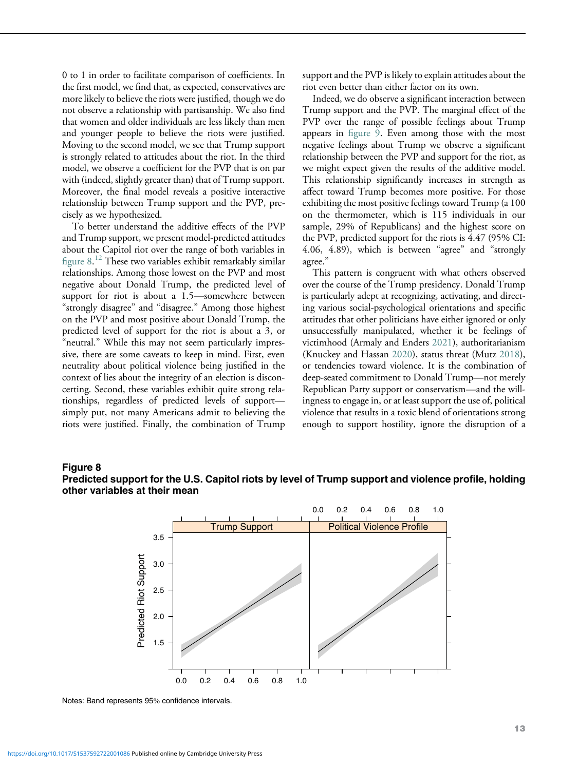0 to 1 in order to facilitate comparison of coefficients. In the first model, we find that, as expected, conservatives are more likely to believe the riots were justified, though we do not observe a relationship with partisanship. We also find that women and older individuals are less likely than men and younger people to believe the riots were justified. Moving to the second model, we see that Trump support is strongly related to attitudes about the riot. In the third model, we observe a coefficient for the PVP that is on par with (indeed, slightly greater than) that of Trump support. Moreover, the final model reveals a positive interactive relationship between Trump support and the PVP, precisely as we hypothesized.

To better understand the additive effects of the PVP and Trump support, we present model-predicted attitudes about the Capitol riot over the range of both variables in figure 8.[12] These two variables exhibit remarkably similar relationships. Among those lowest on the PVP and most negative about Donald Trump, the predicted level of support for riot is about a 1.5—somewhere between "strongly disagree" and "disagree." Among those highest on the PVP and most positive about Donald Trump, the predicted level of support for the riot is about a 3, or "neutral." While this may not seem particularly impressive, there are some caveats to keep in mind. First, even neutrality about political violence being justified in the context of lies about the integrity of an election is disconcerting. Second, these variables exhibit quite strong relationships, regardless of predicted levels of support—simply put, not many Americans admit to believing the riots were justified. Finally, the combination of Trump support and the PVP is likely to explain attitudes about the riot even better than either factor on its own.

Indeed, we do observe a significant interaction between Trump support and the PVP. The marginal effect of the PVP over the range of possible feelings about Trump appears in figure 9. Even among those with the most negative feelings about Trump we observe a significant relationship between the PVP and support for the riot, as we might expect given the results of the additive model. This relationship significantly increases in strength as affect toward Trump becomes more positive. For those exhibiting the most positive feelings toward Trump (a 100 on the thermometer, which is 115 individuals in our sample, 29% of Republicans) and the highest score on the PVP, predicted support for the riots is 4.47 (95% CI: 4.06, 4.89), which is between "agree" and "strongly agree."

This pattern is congruent with what others observed over the course of the Trump presidency. Donald Trump is particularly adept at recognizing, activating, and directing various social-psychological orientations and specific attitudes that other politicians have either ignored or only unsuccessfully manipulated, whether it be feelings of victimhood (Armaly and Enders 2021), authoritarianism (Knuckey and Hassan 2020), status threat (Mutz 2018), or tendencies toward violence. It is the combination of deep-seated commitment to Donald Trump—not merely Republican Party support or conservatism—and the willingness to engage in, or at least support the use of, political violence that results in a toxic blend of orientations strong enough to support hostility, ignore the disruption of a

**Figure 8**
**Predicted support for the U.S. Capitol riots by level of Trump support and violence profile, holding other variables at their mean**

Notes: Band represents 95% confidence intervals.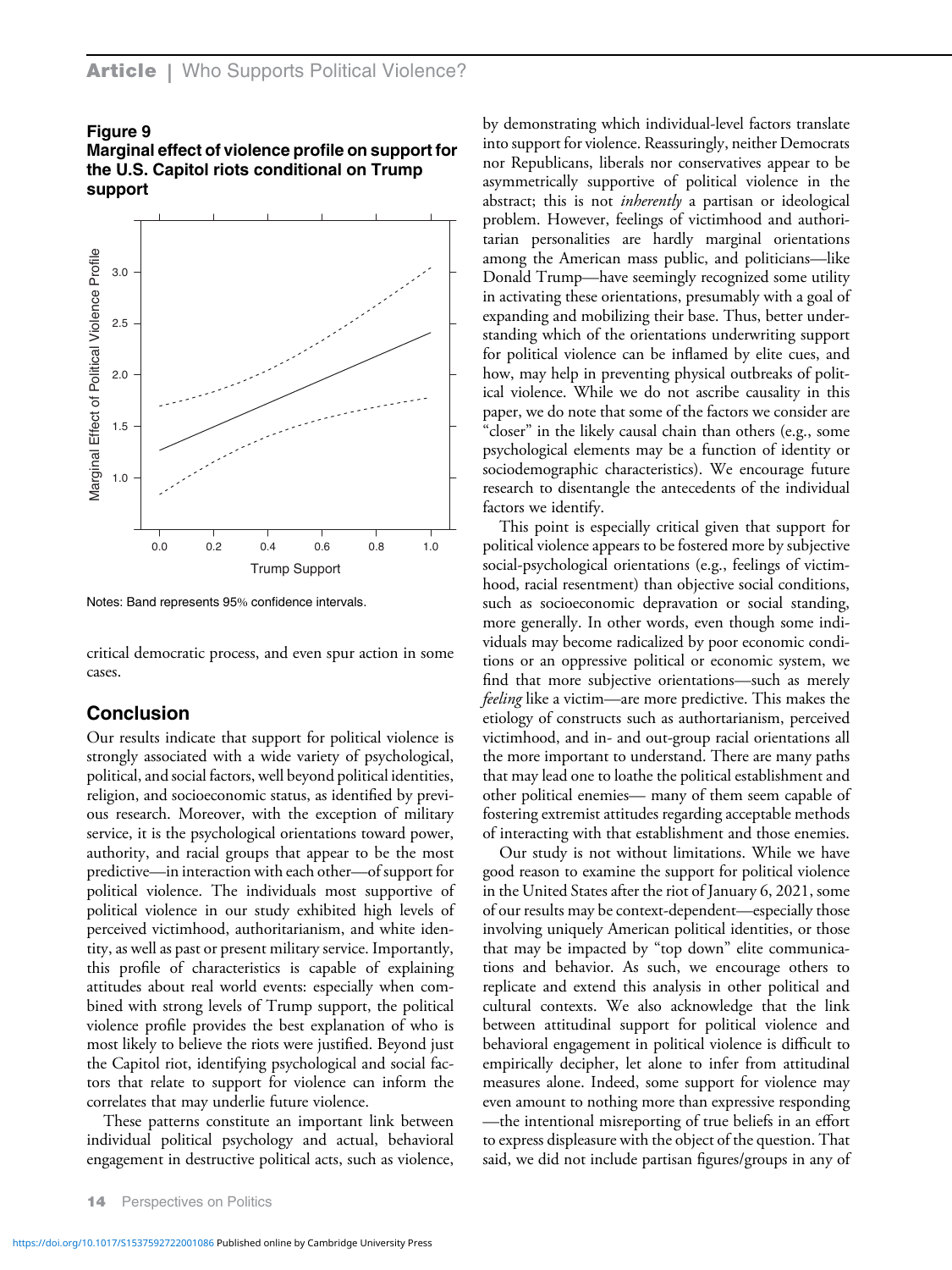**Figure 9**
**Marginal effect of violence profile on support for the U.S. Capitol riots conditional on Trump support**

Notes: Band represents 95% confidence intervals.

critical democratic process, and even spur action in some cases.

## Conclusion

Our results indicate that support for political violence is strongly associated with a wide variety of psychological, political, and social factors, well beyond political identities, religion, and socioeconomic status, as identified by previous research. Moreover, with the exception of military service, it is the psychological orientations toward power, authority, and racial groups that appear to be the most predictive—in interaction with each other—of support for political violence. The individuals most supportive of political violence in our study exhibited high levels of perceived victimhood, authoritarianism, and white identity, as well as past or present military service. Importantly, this profile of characteristics is capable of explaining attitudes about real world events: especially when combined with strong levels of Trump support, the political violence profile provides the best explanation of who is most likely to believe the riots were justified. Beyond just the Capitol riot, identifying psychological and social factors that relate to support for violence can inform the correlates that may underlie future violence.

These patterns constitute an important link between individual political psychology and actual, behavioral engagement in destructive political acts, such as violence, by demonstrating which individual-level factors translate into support for violence. Reassuringly, neither Democrats nor Republicans, liberals nor conservatives appear to be asymmetrically supportive of political violence in the abstract; this is not *inherently* a partisan or ideological problem. However, feelings of victimhood and authoritarian personalities are hardly marginal orientations among the American mass public, and politicians—like Donald Trump—have seemingly recognized some utility in activating these orientations, presumably with a goal of expanding and mobilizing their base. Thus, better understanding which of the orientations underwriting support for political violence can be inflamed by elite cues, and how, may help in preventing physical outbreaks of political violence. While we do not ascribe causality in this paper, we do note that some of the factors we consider are "closer" in the likely causal chain than others (e.g., some psychological elements may be a function of identity or sociodemographic characteristics). We encourage future research to disentangle the antecedents of the individual factors we identify.

This point is especially critical given that support for political violence appears to be fostered more by subjective social-psychological orientations (e.g., feelings of victimhood, racial resentment) than objective social conditions, such as socioeconomic depravation or social standing, more generally. In other words, even though some individuals may become radicalized by poor economic conditions or an oppressive political or economic system, we find that more subjective orientations—such as merely *feeling* like a victim—are more predictive. This makes the etiology of constructs such as authortarianism, perceived victimhood, and in- and out-group racial orientations all the more important to understand. There are many paths that may lead one to loathe the political establishment and other political enemies— many of them seem capable of fostering extremist attitudes regarding acceptable methods of interacting with that establishment and those enemies.

Our study is not without limitations. While we have good reason to examine the support for political violence in the United States after the riot of January 6, 2021, some of our results may be context-dependent—especially those involving uniquely American political identities, or those that may be impacted by "top down" elite communications and behavior. As such, we encourage others to replicate and extend this analysis in other political and cultural contexts. We also acknowledge that the link between attitudinal support for political violence and behavioral engagement in political violence is difficult to empirically decipher, let alone to infer from attitudinal measures alone. Indeed, some support for violence may even amount to nothing more than expressive responding —the intentional misreporting of true beliefs in an effort to express displeasure with the object of the question. That said, we did not include partisan figures/groups in any of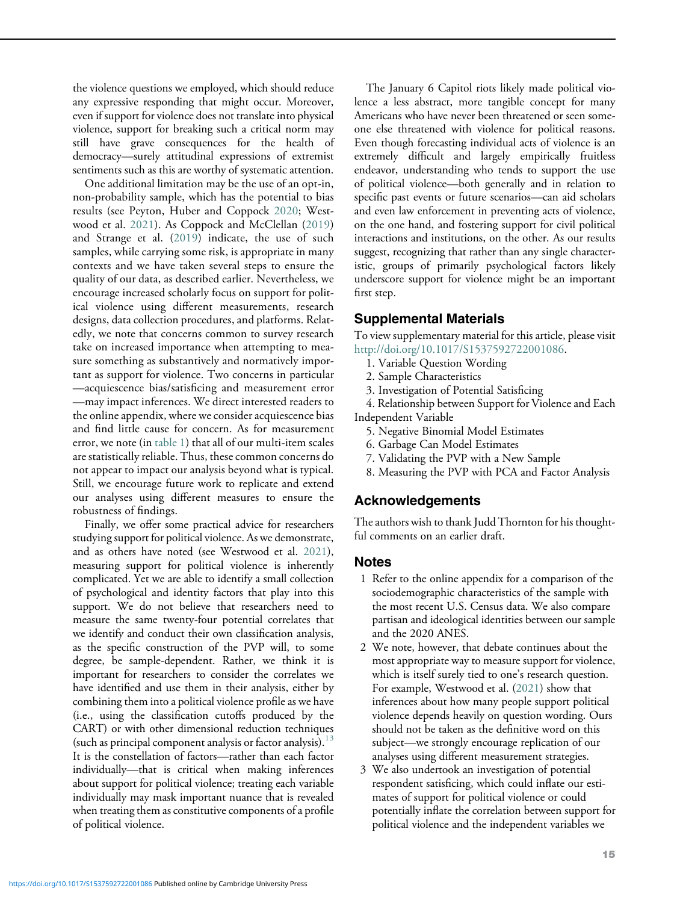the violence questions we employed, which should reduce any expressive responding that might occur. Moreover, even if support for violence does not translate into physical violence, support for breaking such a critical norm may still have grave consequences for the health of democracy—surely attitudinal expressions of extremist sentiments such as this are worthy of systematic attention.

One additional limitation may be the use of an opt-in, non-probability sample, which has the potential to bias results (see Peyton, Huber and Coppock 2020; Westwood et al. 2021). As Coppock and McClellan (2019) and Strange et al. (2019) indicate, the use of such samples, while carrying some risk, is appropriate in many contexts and we have taken several steps to ensure the quality of our data, as described earlier. Nevertheless, we encourage increased scholarly focus on support for political violence using different measurements, research designs, data collection procedures, and platforms. Relatedly, we note that concerns common to survey research take on increased importance when attempting to measure something as substantively and normatively important as support for violence. Two concerns in particular—acquiescence bias/satisficing and measurement error—may impact inferences. We direct interested readers to the online appendix, where we consider acquiescence bias and find little cause for concern. As for measurement error, we note (in table 1) that all of our multi-item scales are statistically reliable. Thus, these common concerns do not appear to impact our analysis beyond what is typical. Still, we encourage future work to replicate and extend our analyses using different measures to ensure the robustness of findings.

Finally, we offer some practical advice for researchers studying support for political violence. As we demonstrate, and as others have noted (see Westwood et al. 2021), measuring support for political violence is inherently complicated. Yet we are able to identify a small collection of psychological and identity factors that play into this support. We do not believe that researchers need to measure the same twenty-four potential correlates that we identify and conduct their own classification analysis, as the specific construction of the PVP will, to some degree, be sample-dependent. Rather, we think it is important for researchers to consider the correlates we have identified and use them in their analysis, either by combining them into a political violence profile as we have (i.e., using the classification cutoffs produced by the CART) or with other dimensional reduction techniques (such as principal component analysis or factor analysis).[13] It is the constellation of factors—rather than each factor individually—that is critical when making inferences about support for political violence; treating each variable individually may mask important nuance that is revealed when treating them as constitutive components of a profile of political violence.

The January 6 Capitol riots likely made political violence a less abstract, more tangible concept for many Americans who have never been threatened or seen someone else threatened with violence for political reasons. Even though forecasting individual acts of violence is an extremely difficult and largely empirically fruitless endeavor, understanding who tends to support the use of political violence—both generally and in relation to specific past events or future scenarios—can aid scholars and even law enforcement in preventing acts of violence, on the one hand, and fostering support for civil political interactions and institutions, on the other. As our results suggest, recognizing that rather than any single characteristic, groups of primarily psychological factors likely underscore support for violence might be an important first step.

## Supplemental Materials

To view supplementary material for this article, please visit http://doi.org/10.1017/S1537592722001086.

1. Variable Question Wording
2. Sample Characteristics
3. Investigation of Potential Satisficing
4. Relationship between Support for Violence and Each Independent Variable
5. Negative Binomial Model Estimates
6. Garbage Can Model Estimates
7. Validating the PVP with a New Sample
8. Measuring the PVP with PCA and Factor Analysis

## Acknowledgements

The authors wish to thank Judd Thornton for his thoughtful comments on an earlier draft.

## Notes

1. Refer to the online appendix for a comparison of the sociodemographic characteristics of the sample with the most recent U.S. Census data. We also compare partisan and ideological identities between our sample and the 2020 ANES.
2. We note, however, that debate continues about the most appropriate way to measure support for violence, which is itself surely tied to one's research question. For example, Westwood et al. (2021) show that inferences about how many people support political violence depends heavily on question wording. Ours should not be taken as the definitive word on this subject—we strongly encourage replication of our analyses using different measurement strategies.
3. We also undertook an investigation of potential respondent satisficing, which could inflate our estimates of support for political violence or could potentially inflate the correlation between support for political violence and the independent variables we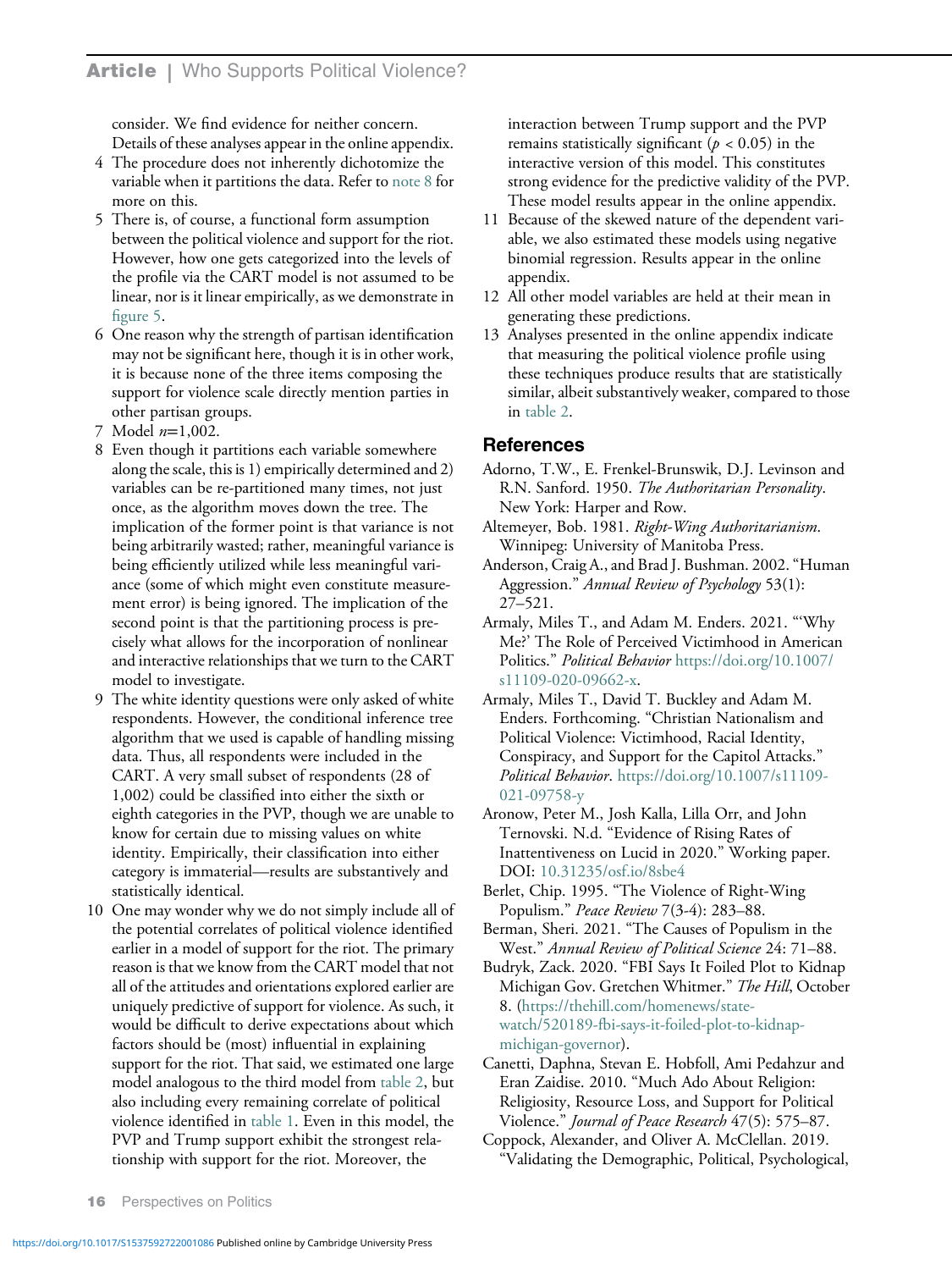consider. We find evidence for neither concern. Details of these analyses appear in the online appendix.

4 The procedure does not inherently dichotomize the variable when it partitions the data. Refer to note 8 for more on this.

5 There is, of course, a functional form assumption between the political violence and support for the riot. However, how one gets categorized into the levels of the profile via the CART model is not assumed to be linear, nor is it linear empirically, as we demonstrate in figure 5.

6 One reason why the strength of partisan identification may not be significant here, though it is in other work, is because none of the three items composing the support for violence scale directly mention parties in other partisan groups.

7 Model $n$=1,002.

8 Even though it partitions each variable somewhere along the scale, this is 1) empirically determined and 2) variables can be re-partitioned many times, not just once, as the algorithm moves down the tree. The implication of the former point is that variance is not being arbitrarily wasted; rather, meaningful variance is being efficiently utilized while less meaningful variance (some of which might even constitute measurement error) is being ignored. The implication of the second point is that the partitioning process is precisely what allows for the incorporation of nonlinear and interactive relationships that we turn to the CART model to investigate.

9 The white identity questions were only asked of white respondents. However, the conditional inference tree algorithm that we used is capable of handling missing data. Thus, all respondents were included in the CART. A very small subset of respondents (28 of 1,002) could be classified into either the sixth or eighth categories in the PVP, though we are unable to know for certain due to missing values on white identity. Empirically, their classification into either category is immaterial—results are substantively and statistically identical.

10 One may wonder why we do not simply include all of the potential correlates of political violence identified earlier in a model of support for the riot. The primary reason is that we know from the CART model that not all of the attitudes and orientations explored earlier are uniquely predictive of support for violence. As such, it would be difficult to derive expectations about which factors should be (most) influential in explaining support for the riot. That said, we estimated one large model analogous to the third model from table 2, but also including every remaining correlate of political violence identified in table 1. Even in this model, the PVP and Trump support exhibit the strongest relationship with support for the riot. Moreover, the interaction between Trump support and the PVP remains statistically significant ($p < 0.05$) in the interactive version of this model. This constitutes strong evidence for the predictive validity of the PVP. These model results appear in the online appendix.

11 Because of the skewed nature of the dependent variable, we also estimated these models using negative binomial regression. Results appear in the online appendix.

12 All other model variables are held at their mean in generating these predictions.

13 Analyses presented in the online appendix indicate that measuring the political violence profile using these techniques produce results that are statistically similar, albeit substantively weaker, compared to those in table 2.

## References

Adorno, T.W., E. Frenkel-Brunswik, D.J. Levinson and R.N. Sanford. 1950. *The Authoritarian Personality*. New York: Harper and Row.

Altemeyer, Bob. 1981. *Right-Wing Authoritarianism*. Winnipeg: University of Manitoba Press.

Anderson, Craig A., and Brad J. Bushman. 2002. "Human Aggression." *Annual Review of Psychology* 53(1): 27–521.

Armaly, Miles T., and Adam M. Enders. 2021. "'Why Me?' The Role of Perceived Victimhood in American Politics." *Political Behavior* https://doi.org/10.1007/s11109-020-09662-x.

Armaly, Miles T., David T. Buckley and Adam M. Enders. Forthcoming. "Christian Nationalism and Political Violence: Victimhood, Racial Identity, Conspiracy, and Support for the Capitol Attacks." *Political Behavior*. https://doi.org/10.1007/s11109-021-09758-y

Aronow, Peter M., Josh Kalla, Lilla Orr, and John Ternovski. N.d. "Evidence of Rising Rates of Inattentiveness on Lucid in 2020." Working paper. DOI: 10.31235/osf.io/8sbe4

Berlet, Chip. 1995. "The Violence of Right-Wing Populism." *Peace Review* 7(3-4): 283–88.

Berman, Sheri. 2021. "The Causes of Populism in the West." *Annual Review of Political Science* 24: 71–88.

Budryk, Zack. 2020. "FBI Says It Foiled Plot to Kidnap Michigan Gov. Gretchen Whitmer." *The Hill*, October 8. (https://thehill.com/homenews/state-watch/520189-fbi-says-it-foiled-plot-to-kidnap-michigan-governor).

Canetti, Daphna, Stevan E. Hobfoll, Ami Pedahzur and Eran Zaidise. 2010. "Much Ado About Religion: Religiosity, Resource Loss, and Support for Political Violence." *Journal of Peace Research* 47(5): 575–87.

Coppock, Alexander, and Oliver A. McClellan. 2019. "Validating the Demographic, Political, Psychological,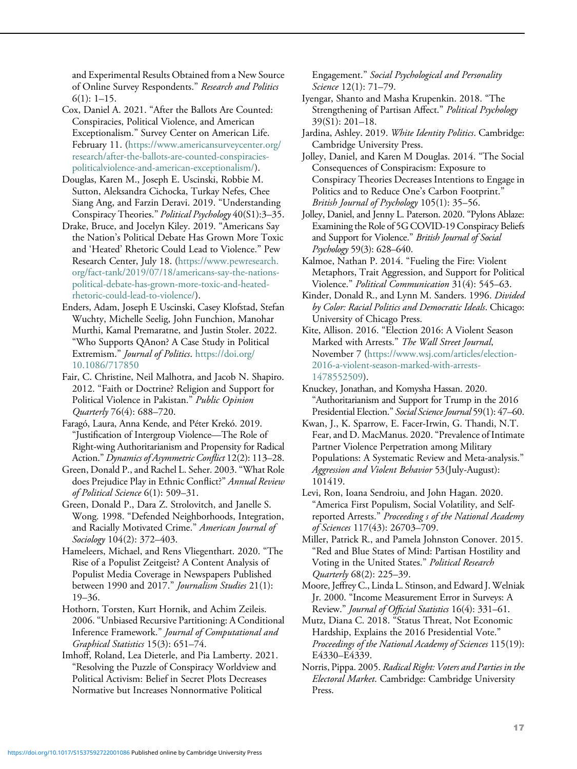and Experimental Results Obtained from a New Source of Online Survey Respondents." *Research and Politics* 6(1): 1–15.

Cox, Daniel A. 2021. "After the Ballots Are Counted: Conspiracies, Political Violence, and American Exceptionalism." Survey Center on American Life. February 11. (https://www.americansurveycenter.org/research/after-the-ballots-are-counted-conspiracies-politicalviolence-and-american-exceptionalism/).

Douglas, Karen M., Joseph E. Uscinski, Robbie M. Sutton, Aleksandra Cichocka, Turkay Nefes, Chee Siang Ang, and Farzin Deravi. 2019. "Understanding Conspiracy Theories." *Political Psychology* 40(S1):3–35.

Drake, Bruce, and Jocelyn Kiley. 2019. "Americans Say the Nation's Political Debate Has Grown More Toxic and 'Heated' Rhetoric Could Lead to Violence." Pew Research Center, July 18. (https://www.pewresearch.org/fact-tank/2019/07/18/americans-say-the-nations-political-debate-has-grown-more-toxic-and-heated-rhetoric-could-lead-to-violence/).

Enders, Adam, Joseph E Uscinski, Casey Klofstad, Stefan Wuchty, Michelle Seelig, John Funchion, Manohar Murthi, Kamal Premaratne, and Justin Stoler. 2022. "Who Supports QAnon? A Case Study in Political Extremism." *Journal of Politics*. https://doi.org/10.1086/717850

Fair, C. Christine, Neil Malhotra, and Jacob N. Shapiro. 2012. "Faith or Doctrine? Religion and Support for Political Violence in Pakistan." *Public Opinion Quarterly* 76(4): 688–720.

Faragó, Laura, Anna Kende, and Péter Krekó. 2019. "Justification of Intergroup Violence—The Role of Right-wing Authoritarianism and Propensity for Radical Action." *Dynamics of Asymmetric Conflict* 12(2): 113–28.

Green, Donald P., and Rachel L. Seher. 2003. "What Role does Prejudice Play in Ethnic Conflict?" *Annual Review of Political Science* 6(1): 509–31.

Green, Donald P., Dara Z. Strolovitch, and Janelle S. Wong. 1998. "Defended Neighborhoods, Integration, and Racially Motivated Crime." *American Journal of Sociology* 104(2): 372–403.

Hameleers, Michael, and Rens Vliegenthart. 2020. "The Rise of a Populist Zeitgeist? A Content Analysis of Populist Media Coverage in Newspapers Published between 1990 and 2017." *Journalism Studies* 21(1): 19–36.

Hothorn, Torsten, Kurt Hornik, and Achim Zeileis. 2006. "Unbiased Recursive Partitioning: A Conditional Inference Framework." *Journal of Computational and Graphical Statistics* 15(3): 651–74.

Imhoff, Roland, Lea Dieterle, and Pia Lamberty. 2021. "Resolving the Puzzle of Conspiracy Worldview and Political Activism: Belief in Secret Plots Decreases Normative but Increases Nonnormative Political Engagement." *Social Psychological and Personality Science* 12(1): 71–79.

Iyengar, Shanto and Masha Krupenkin. 2018. "The Strengthening of Partisan Affect." *Political Psychology* 39(S1): 201–18.

Jardina, Ashley. 2019. *White Identity Politics*. Cambridge: Cambridge University Press.

Jolley, Daniel, and Karen M Douglas. 2014. "The Social Consequences of Conspiracism: Exposure to Conspiracy Theories Decreases Intentions to Engage in Politics and to Reduce One's Carbon Footprint." *British Journal of Psychology* 105(1): 35–56.

Jolley, Daniel, and Jenny L. Paterson. 2020. "Pylons Ablaze: Examining the Role of 5G COVID-19 Conspiracy Beliefs and Support for Violence." *British Journal of Social Psychology* 59(3): 628–640.

Kalmoe, Nathan P. 2014. "Fueling the Fire: Violent Metaphors, Trait Aggression, and Support for Political Violence." *Political Communication* 31(4): 545–63.

Kinder, Donald R., and Lynn M. Sanders. 1996. *Divided by Color: Racial Politics and Democratic Ideals*. Chicago: University of Chicago Press.

Kite, Allison. 2016. "Election 2016: A Violent Season Marked with Arrests." *The Wall Street Journal*, November 7 (https://www.wsj.com/articles/election-2016-a-violent-season-marked-with-arrests-1478552509).

Knuckey, Jonathan, and Komysha Hassan. 2020. "Authoritarianism and Support for Trump in the 2016 Presidential Election." *Social Science Journal* 59(1): 47–60.

Kwan, J., K. Sparrow, E. Facer-Irwin, G. Thandi, N.T. Fear, and D. MacManus. 2020. "Prevalence of Intimate Partner Violence Perpetration among Military Populations: A Systematic Review and Meta-analysis." *Aggression and Violent Behavior* 53(July-August): 101419.

Levi, Ron, Ioana Sendroiu, and John Hagan. 2020. "America First Populism, Social Volatility, and Self-reported Arrests." *Proceeding s of the National Academy of Sciences* 117(43): 26703–709.

Miller, Patrick R., and Pamela Johnston Conover. 2015. "Red and Blue States of Mind: Partisan Hostility and Voting in the United States." *Political Research Quarterly* 68(2): 225–39.

Moore, Jeffrey C., Linda L. Stinson, and Edward J. Welniak Jr. 2000. "Income Measurement Error in Surveys: A Review." *Journal of Official Statistics* 16(4): 331–61.

Mutz, Diana C. 2018. "Status Threat, Not Economic Hardship, Explains the 2016 Presidential Vote." *Proceedings of the National Academy of Sciences* 115(19): E4330–E4339.

Norris, Pippa. 2005. *Radical Right: Voters and Parties in the Electoral Market*. Cambridge: Cambridge University Press.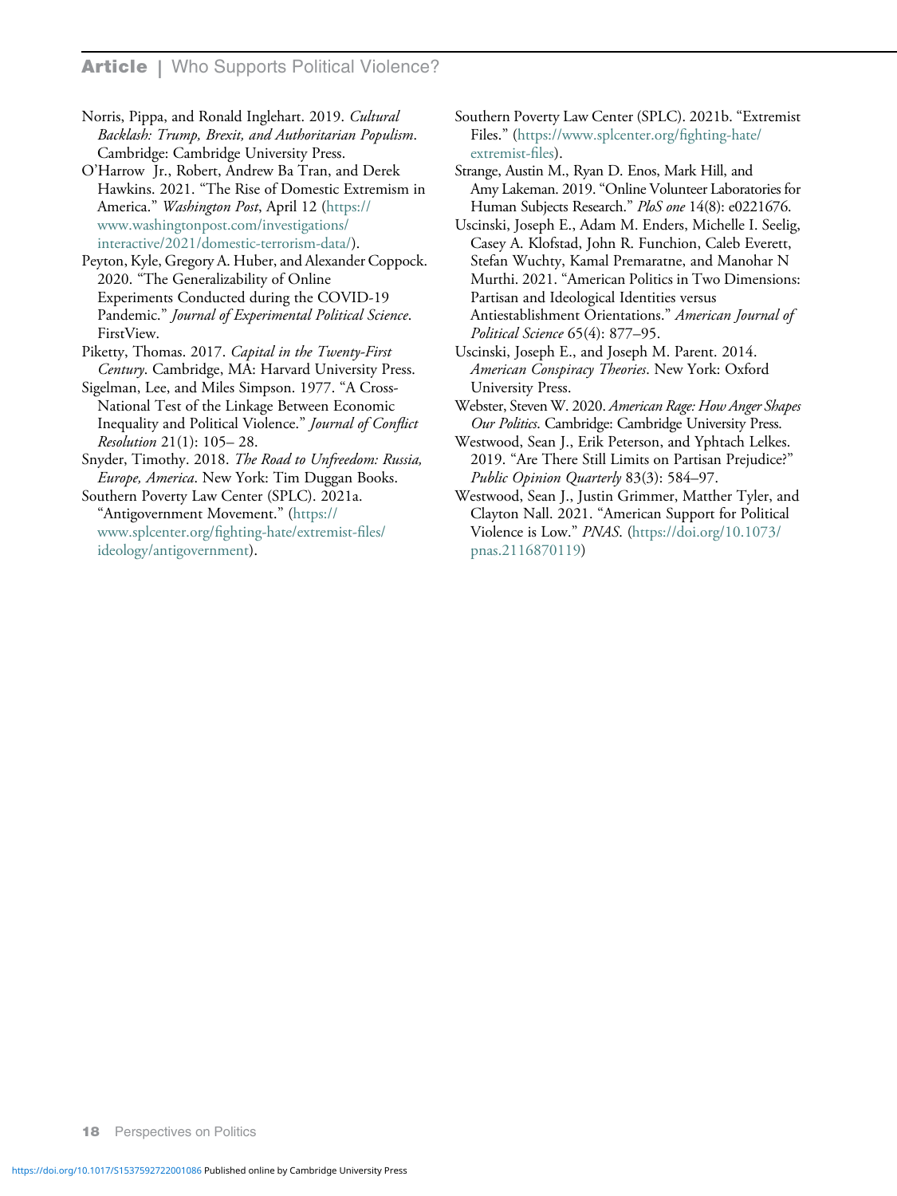Norris, Pippa, and Ronald Inglehart. 2019. *Cultural Backlash: Trump, Brexit, and Authoritarian Populism*. Cambridge: Cambridge University Press.

O'Harrow Jr., Robert, Andrew Ba Tran, and Derek Hawkins. 2021. "The Rise of Domestic Extremism in America." *Washington Post*, April 12 (https://www.washingtonpost.com/investigations/interactive/2021/domestic-terrorism-data/).

Peyton, Kyle, Gregory A. Huber, and Alexander Coppock. 2020. "The Generalizability of Online Experiments Conducted during the COVID-19 Pandemic." *Journal of Experimental Political Science*. FirstView.

Piketty, Thomas. 2017. *Capital in the Twenty-First Century*. Cambridge, MA: Harvard University Press.

Sigelman, Lee, and Miles Simpson. 1977. "A Cross-National Test of the Linkage Between Economic Inequality and Political Violence." *Journal of Conflict Resolution* 21(1): 105– 28.

Snyder, Timothy. 2018. *The Road to Unfreedom: Russia, Europe, America*. New York: Tim Duggan Books.

Southern Poverty Law Center (SPLC). 2021a. "Antigovernment Movement." (https://www.splcenter.org/fighting-hate/extremist-files/ideology/antigovernment).

Southern Poverty Law Center (SPLC). 2021b. "Extremist Files." (https://www.splcenter.org/fighting-hate/extremist-files).

Strange, Austin M., Ryan D. Enos, Mark Hill, and Amy Lakeman. 2019. "Online Volunteer Laboratories for Human Subjects Research." *PloS one* 14(8): e0221676.

Uscinski, Joseph E., Adam M. Enders, Michelle I. Seelig, Casey A. Klofstad, John R. Funchion, Caleb Everett, Stefan Wuchty, Kamal Premaratne, and Manohar N Murthi. 2021. "American Politics in Two Dimensions: Partisan and Ideological Identities versus Antiestablishment Orientations." *American Journal of Political Science* 65(4): 877–95.

Uscinski, Joseph E., and Joseph M. Parent. 2014. *American Conspiracy Theories*. New York: Oxford University Press.

Webster, Steven W. 2020. *American Rage: How Anger Shapes Our Politics*. Cambridge: Cambridge University Press.

Westwood, Sean J., Erik Peterson, and Yphtach Lelkes. 2019. "Are There Still Limits on Partisan Prejudice?" *Public Opinion Quarterly* 83(3): 584–97.

Westwood, Sean J., Justin Grimmer, Matther Tyler, and Clayton Nall. 2021. "American Support for Political Violence is Low." *PNAS*. (https://doi.org/10.1073/pnas.2116870119)